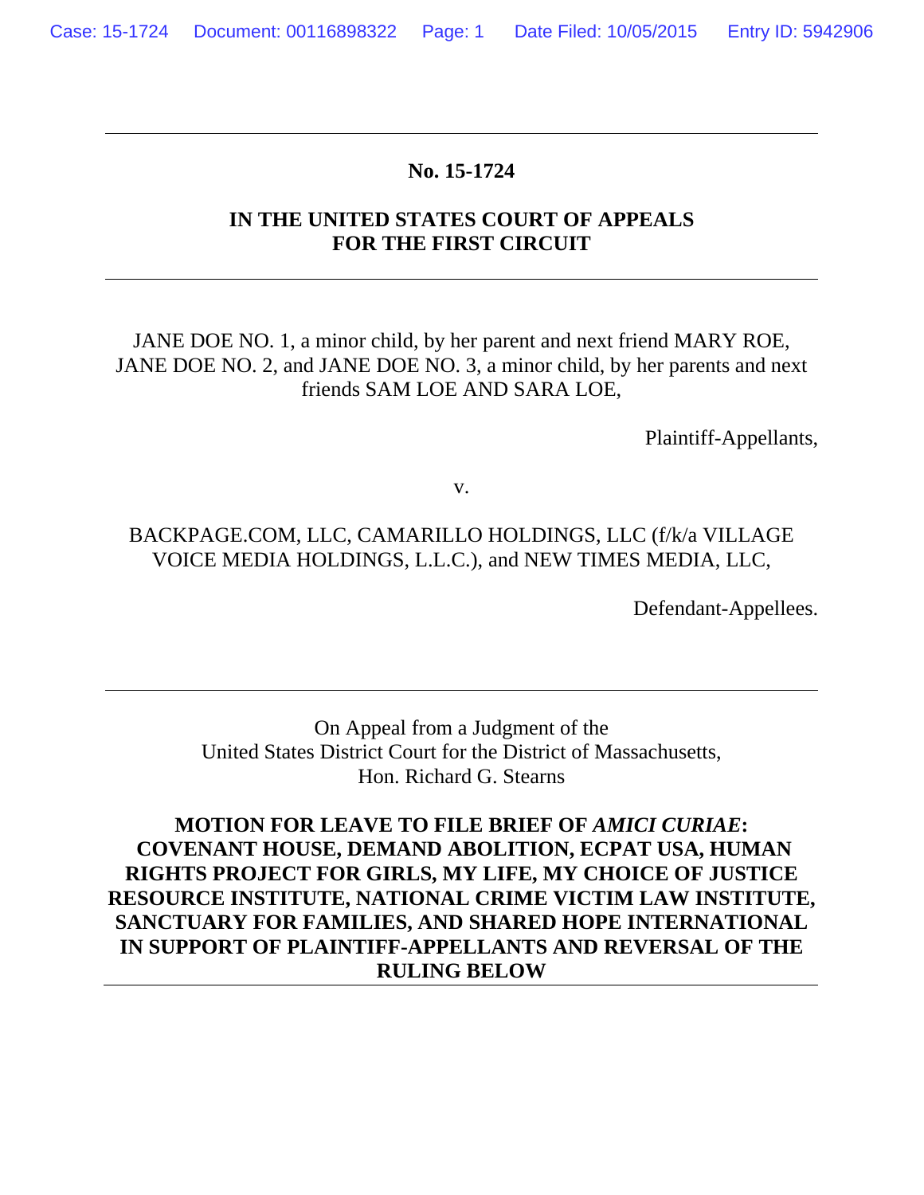**No. 15-1724**

**IN THE UNITED STATES COURT OF APPEALS**
**FOR THE FIRST CIRCUIT**

---

JANE DOE NO. 1, a minor child, by her parent and next friend MARY ROE, JANE DOE NO. 2, and JANE DOE NO. 3, a minor child, by her parents and next friends SAM LOE AND SARA LOE,

Plaintiff-Appellants,

v.

BACKPAGE.COM, LLC, CAMARILLO HOLDINGS, LLC (f/k/a VILLAGE VOICE MEDIA HOLDINGS, L.L.C.), and NEW TIMES MEDIA, LLC,

Defendant-Appellees.

---

On Appeal from a Judgment of the
United States District Court for the District of Massachusetts,
Hon. Richard G. Stearns

**MOTION FOR LEAVE TO FILE BRIEF OF *AMICI CURIAE*: COVENANT HOUSE, DEMAND ABOLITION, ECPAT USA, HUMAN RIGHTS PROJECT FOR GIRLS, MY LIFE, MY CHOICE OF JUSTICE RESOURCE INSTITUTE, NATIONAL CRIME VICTIM LAW INSTITUTE, SANCTUARY FOR FAMILIES, AND SHARED HOPE INTERNATIONAL IN SUPPORT OF PLAINTIFF-APPELLANTS AND REVERSAL OF THE RULING BELOW**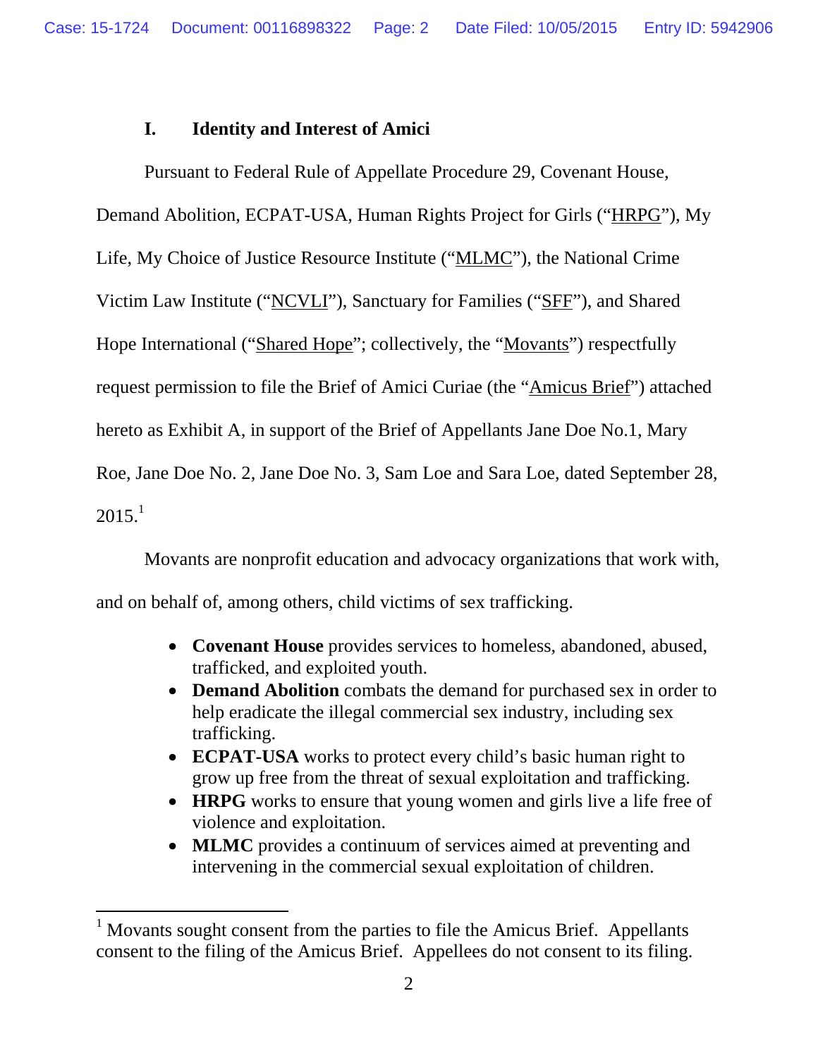## I. Identity and Interest of Amici

Pursuant to Federal Rule of Appellate Procedure 29, Covenant House, Demand Abolition, ECPAT-USA, Human Rights Project for Girls ("HRPG"), My Life, My Choice of Justice Resource Institute ("MLMC"), the National Crime Victim Law Institute ("NCVLI"), Sanctuary for Families ("SFF"), and Shared Hope International ("Shared Hope"; collectively, the "Movants") respectfully request permission to file the Brief of Amici Curiae (the "Amicus Brief") attached hereto as Exhibit A, in support of the Brief of Appellants Jane Doe No.1, Mary Roe, Jane Doe No. 2, Jane Doe No. 3, Sam Loe and Sara Loe, dated September 28, 2015.[1]

Movants are nonprofit education and advocacy organizations that work with, and on behalf of, among others, child victims of sex trafficking.

- **Covenant House** provides services to homeless, abandoned, abused, trafficked, and exploited youth.
- **Demand Abolition** combats the demand for purchased sex in order to help eradicate the illegal commercial sex industry, including sex trafficking.
- **ECPAT-USA** works to protect every child's basic human right to grow up free from the threat of sexual exploitation and trafficking.
- **HRPG** works to ensure that young women and girls live a life free of violence and exploitation.
- **MLMC** provides a continuum of services aimed at preventing and intervening in the commercial sexual exploitation of children.

[1] Movants sought consent from the parties to file the Amicus Brief. Appellants consent to the filing of the Amicus Brief. Appellees do not consent to its filing.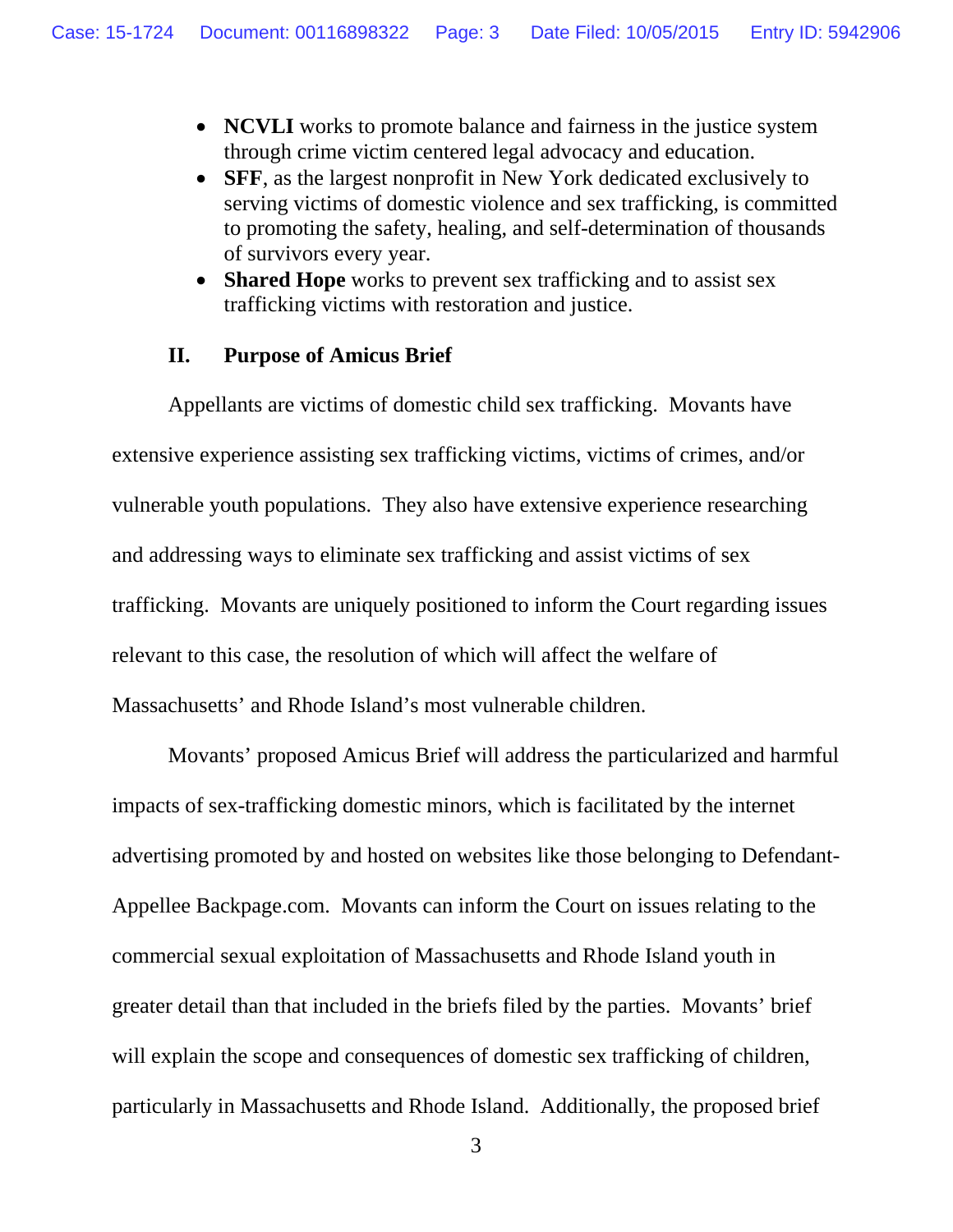- **NCVLI** works to promote balance and fairness in the justice system through crime victim centered legal advocacy and education.
- **SFF**, as the largest nonprofit in New York dedicated exclusively to serving victims of domestic violence and sex trafficking, is committed to promoting the safety, healing, and self-determination of thousands of survivors every year.
- **Shared Hope** works to prevent sex trafficking and to assist sex trafficking victims with restoration and justice.

## II. Purpose of Amicus Brief

Appellants are victims of domestic child sex trafficking. Movants have extensive experience assisting sex trafficking victims, victims of crimes, and/or vulnerable youth populations. They also have extensive experience researching and addressing ways to eliminate sex trafficking and assist victims of sex trafficking. Movants are uniquely positioned to inform the Court regarding issues relevant to this case, the resolution of which will affect the welfare of Massachusetts' and Rhode Island's most vulnerable children.

Movants' proposed Amicus Brief will address the particularized and harmful impacts of sex-trafficking domestic minors, which is facilitated by the internet advertising promoted by and hosted on websites like those belonging to Defendant-Appellee Backpage.com. Movants can inform the Court on issues relating to the commercial sexual exploitation of Massachusetts and Rhode Island youth in greater detail than that included in the briefs filed by the parties. Movants' brief will explain the scope and consequences of domestic sex trafficking of children, particularly in Massachusetts and Rhode Island. Additionally, the proposed brief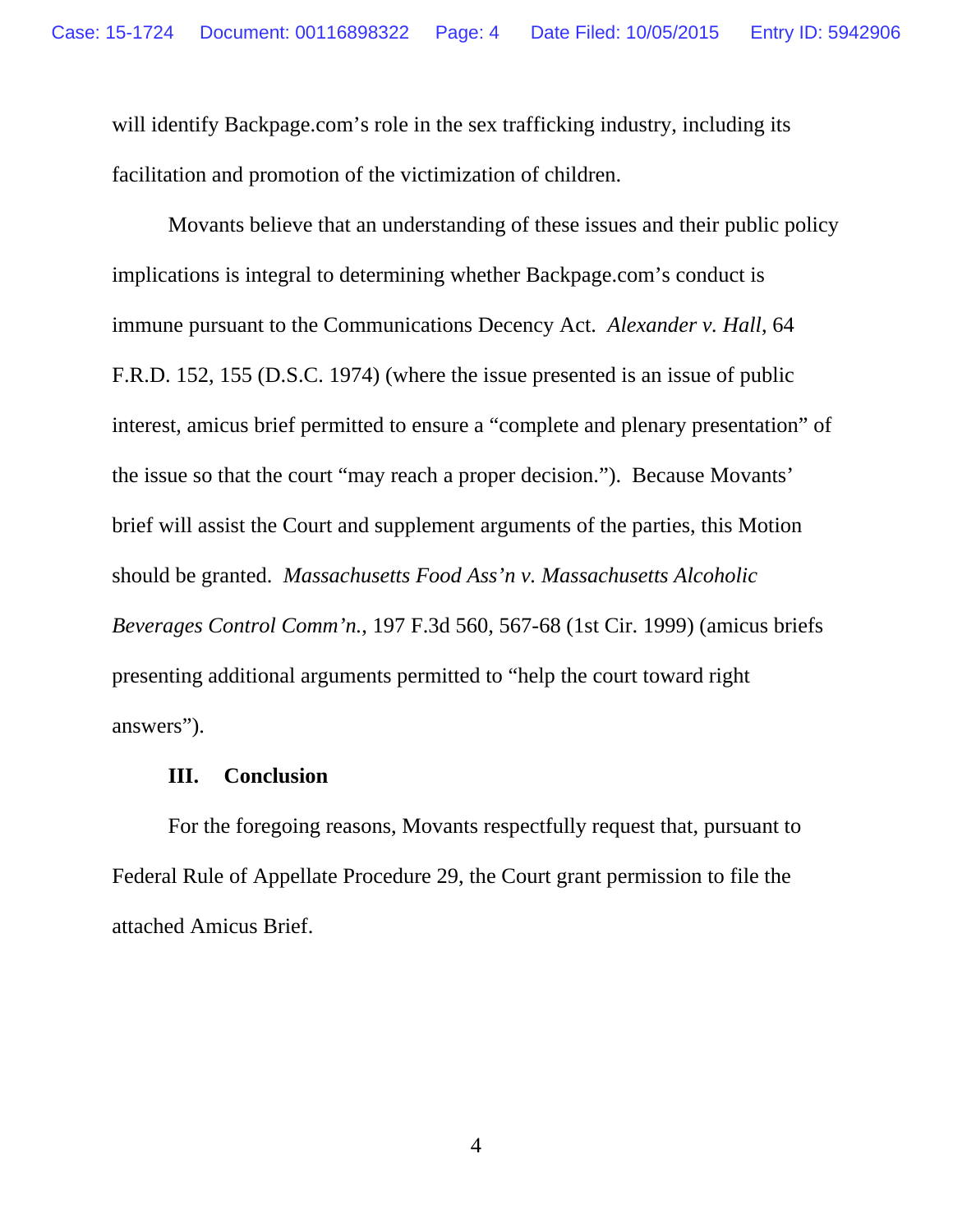will identify Backpage.com's role in the sex trafficking industry, including its facilitation and promotion of the victimization of children.

Movants believe that an understanding of these issues and their public policy implications is integral to determining whether Backpage.com's conduct is immune pursuant to the Communications Decency Act. *Alexander v. Hall*, 64 F.R.D. 152, 155 (D.S.C. 1974) (where the issue presented is an issue of public interest, amicus brief permitted to ensure a "complete and plenary presentation" of the issue so that the court "may reach a proper decision."). Because Movants' brief will assist the Court and supplement arguments of the parties, this Motion should be granted. *Massachusetts Food Ass'n v. Massachusetts Alcoholic Beverages Control Comm'n.*, 197 F.3d 560, 567-68 (1st Cir. 1999) (amicus briefs presenting additional arguments permitted to "help the court toward right answers").

**III. Conclusion**

For the foregoing reasons, Movants respectfully request that, pursuant to Federal Rule of Appellate Procedure 29, the Court grant permission to file the attached Amicus Brief.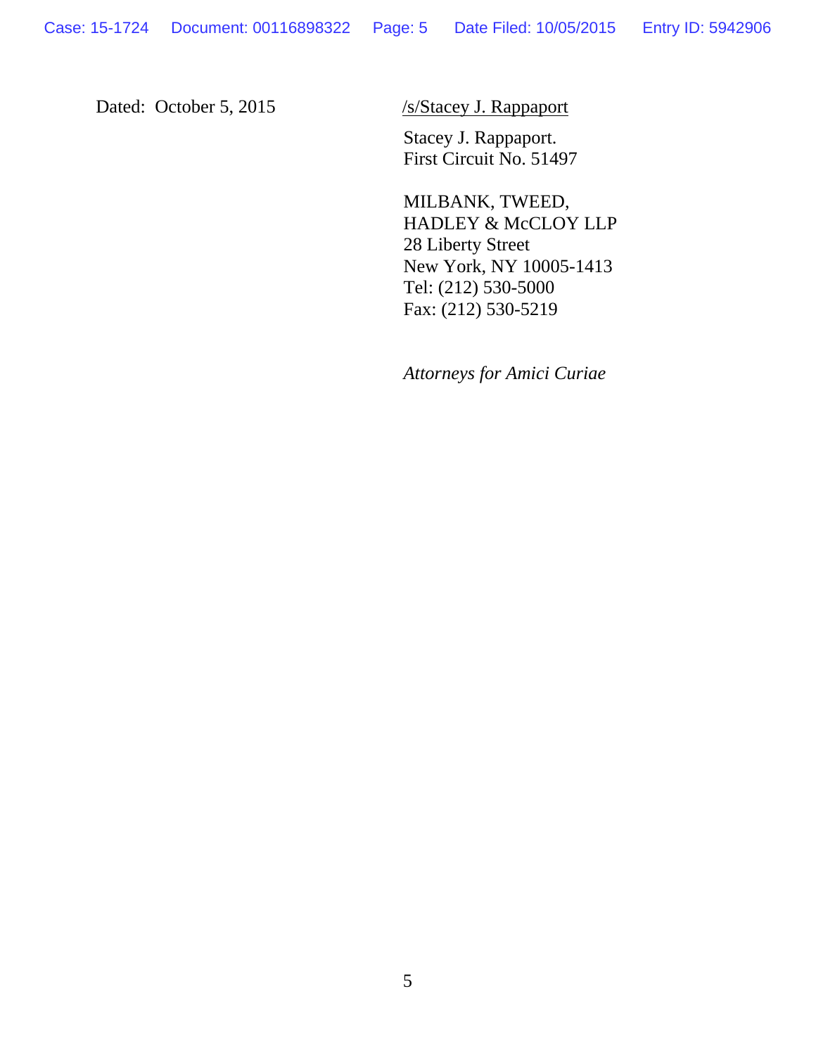Dated: October 5, 2015

/s/Stacey J. Rappaport

Stacey J. Rappaport.
First Circuit No. 51497

MILBANK, TWEED,
HADLEY & McCLOY LLP
28 Liberty Street
New York, NY 10005-1413
Tel: (212) 530-5000
Fax: (212) 530-5219

*Attorneys for Amici Curiae*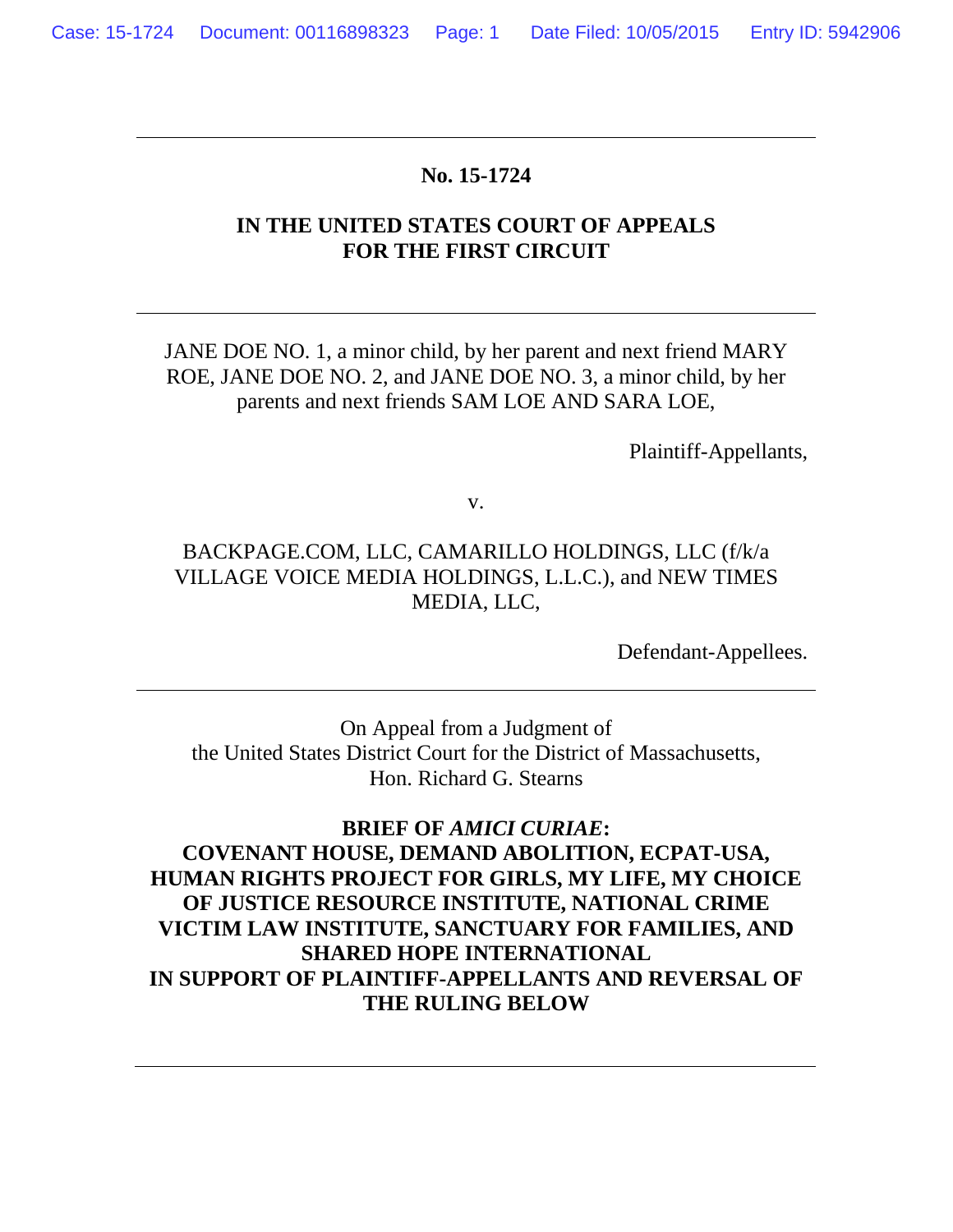**No. 15-1724**

**IN THE UNITED STATES COURT OF APPEALS**
**FOR THE FIRST CIRCUIT**

---

JANE DOE NO. 1, a minor child, by her parent and next friend MARY ROE, JANE DOE NO. 2, and JANE DOE NO. 3, a minor child, by her parents and next friends SAM LOE AND SARA LOE,

Plaintiff-Appellants,

v.

BACKPAGE.COM, LLC, CAMARILLO HOLDINGS, LLC (f/k/a VILLAGE VOICE MEDIA HOLDINGS, L.L.C.), and NEW TIMES MEDIA, LLC,

Defendant-Appellees.

---

On Appeal from a Judgment of
the United States District Court for the District of Massachusetts,
Hon. Richard G. Stearns

**BRIEF OF *AMICI CURIAE*:**
**COVENANT HOUSE, DEMAND ABOLITION, ECPAT-USA, HUMAN RIGHTS PROJECT FOR GIRLS, MY LIFE, MY CHOICE OF JUSTICE RESOURCE INSTITUTE, NATIONAL CRIME VICTIM LAW INSTITUTE, SANCTUARY FOR FAMILIES, AND SHARED HOPE INTERNATIONAL**
**IN SUPPORT OF PLAINTIFF-APPELLANTS AND REVERSAL OF THE RULING BELOW**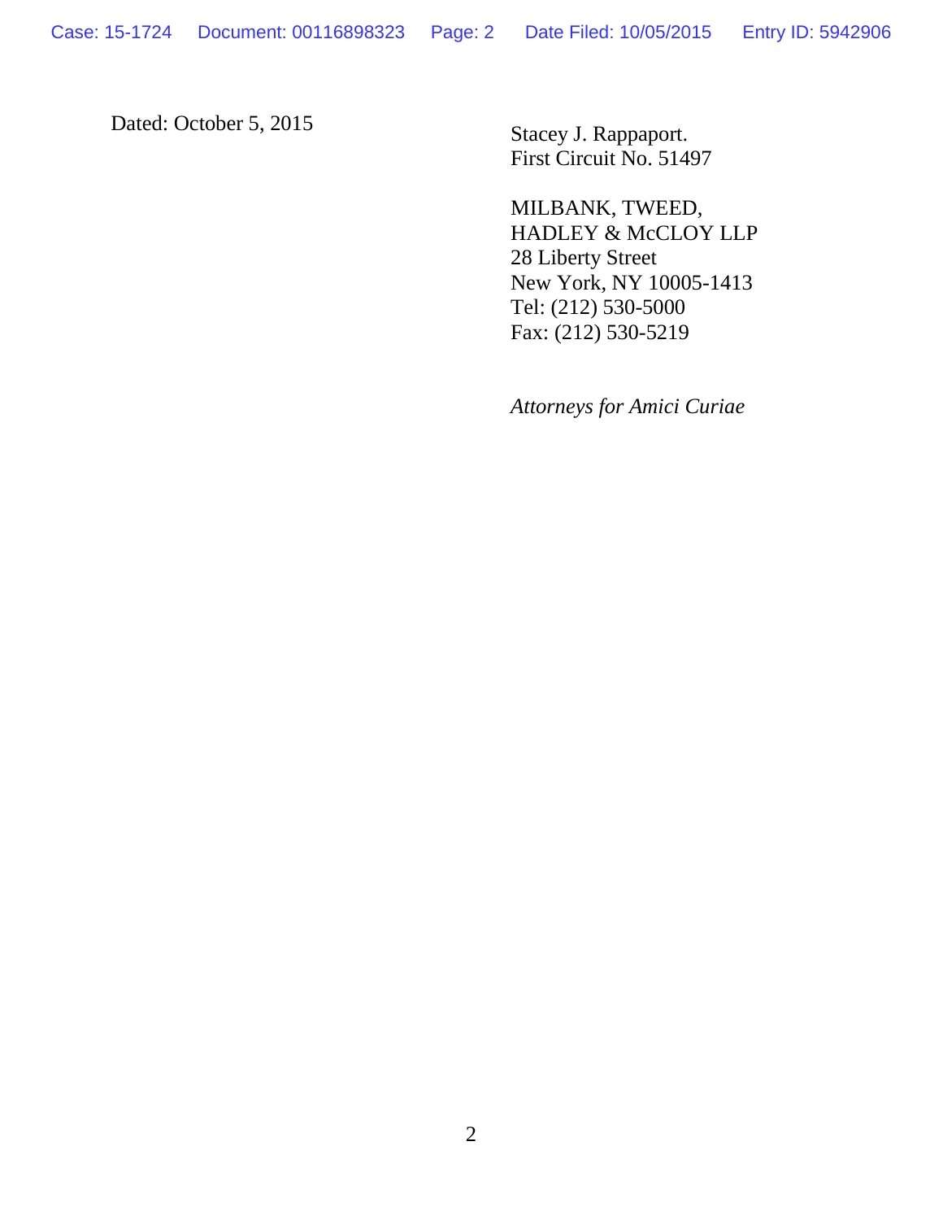Dated: October 5, 2015

Stacey J. Rappaport.
First Circuit No. 51497

MILBANK, TWEED,
HADLEY & McCLOY LLP
28 Liberty Street
New York, NY 10005-1413
Tel: (212) 530-5000
Fax: (212) 530-5219

*Attorneys for Amici Curiae*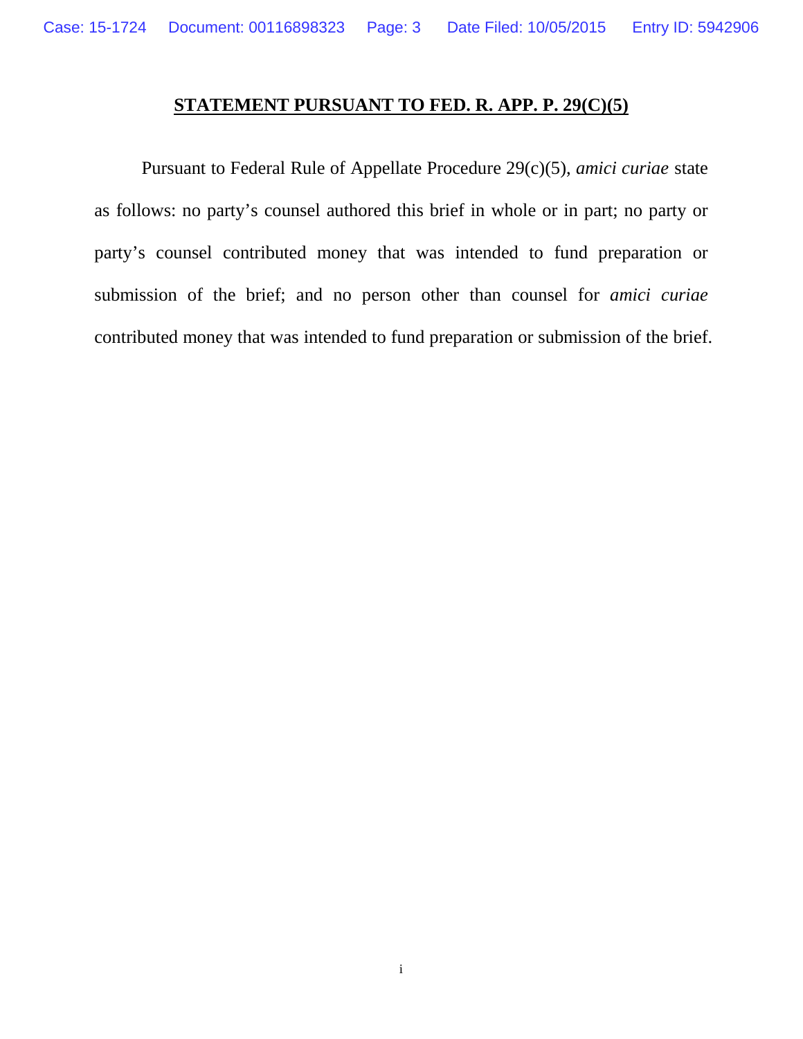# STATEMENT PURSUANT TO FED. R. APP. P. 29(C)(5)

Pursuant to Federal Rule of Appellate Procedure 29(c)(5), *amici curiae* state as follows: no party's counsel authored this brief in whole or in part; no party or party's counsel contributed money that was intended to fund preparation or submission of the brief; and no person other than counsel for *amici curiae* contributed money that was intended to fund preparation or submission of the brief.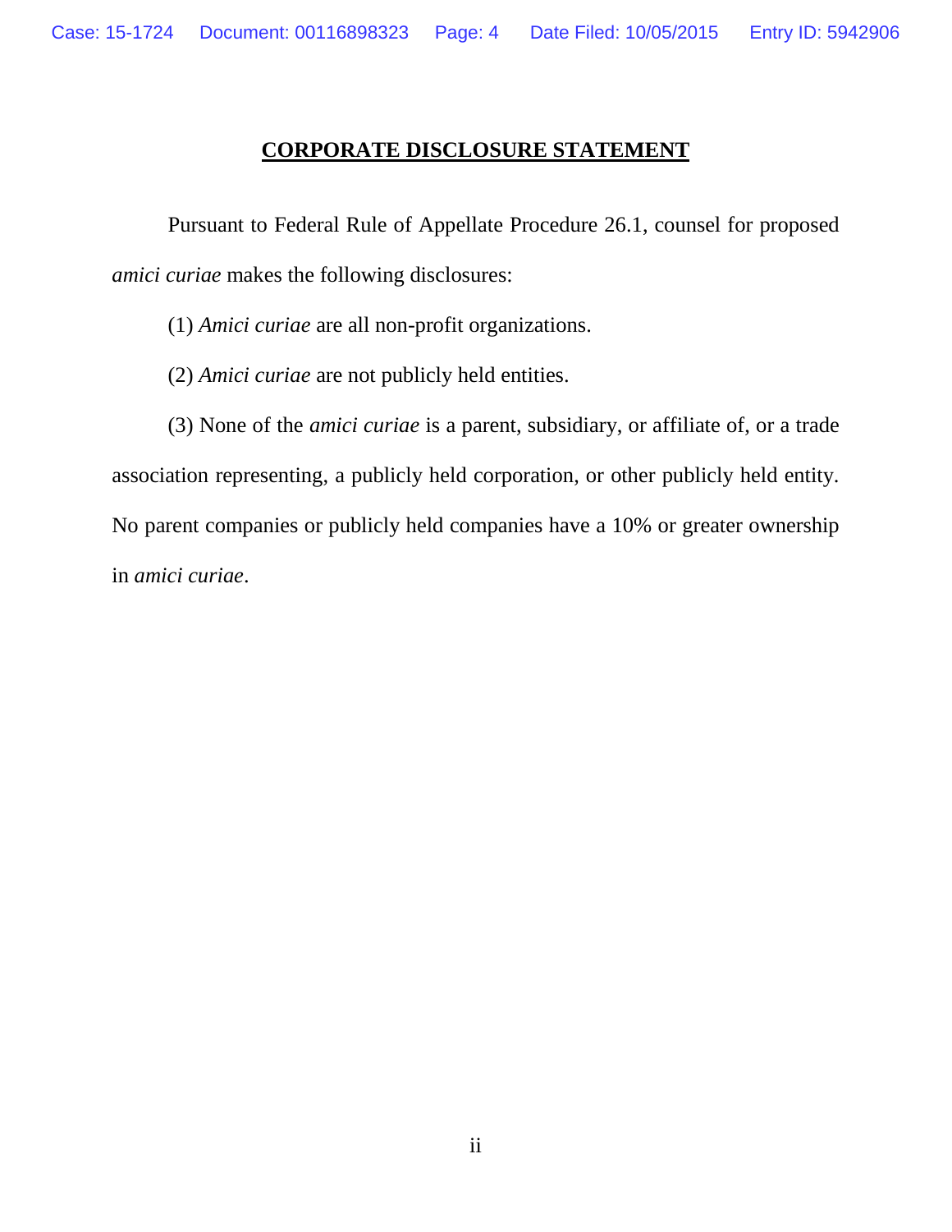# CORPORATE DISCLOSURE STATEMENT

Pursuant to Federal Rule of Appellate Procedure 26.1, counsel for proposed *amici curiae* makes the following disclosures:

(1) *Amici curiae* are all non-profit organizations.

(2) *Amici curiae* are not publicly held entities.

(3) None of the *amici curiae* is a parent, subsidiary, or affiliate of, or a trade association representing, a publicly held corporation, or other publicly held entity. No parent companies or publicly held companies have a 10% or greater ownership in *amici curiae*.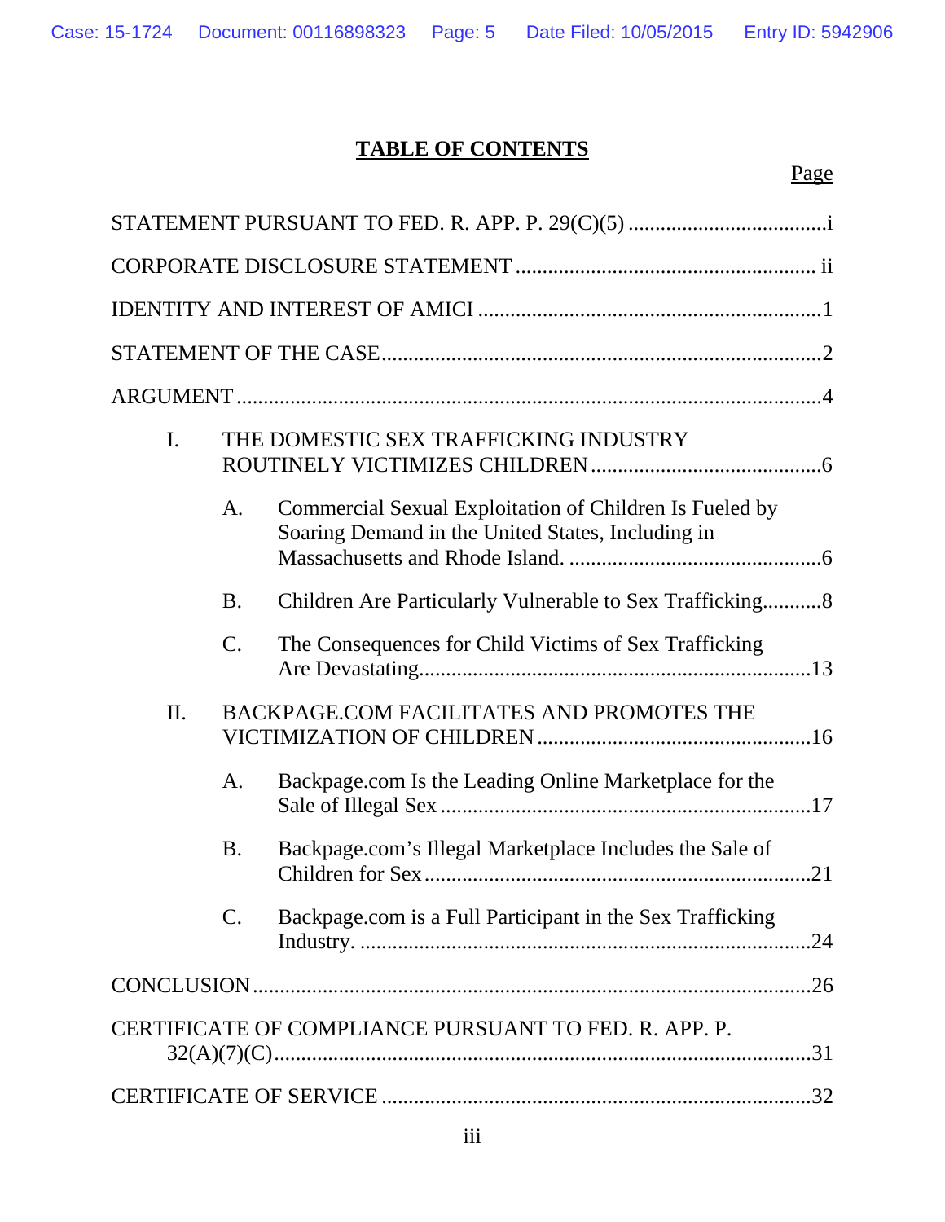# TABLE OF CONTENTS

Page

STATEMENT PURSUANT TO FED. R. APP. P. 29(C)(5) .....................................i

CORPORATE DISCLOSURE STATEMENT ....................................................... ii

IDENTITY AND INTEREST OF AMICI ...............................................................1

STATEMENT OF THE CASE.................................................................................2

ARGUMENT ...........................................................................................................4

I. THE DOMESTIC SEX TRAFFICKING INDUSTRY ROUTINELY VICTIMIZES CHILDREN ...........................................6

   A. Commercial Sexual Exploitation of Children Is Fueled by Soaring Demand in the United States, Including in Massachusetts and Rhode Island. ...............................................6

   B. Children Are Particularly Vulnerable to Sex Trafficking...........8

   C. The Consequences for Child Victims of Sex Trafficking Are Devastating.........................................................................13

II. BACKPAGE.COM FACILITATES AND PROMOTES THE VICTIMIZATION OF CHILDREN ...................................................16

   A. Backpage.com Is the Leading Online Marketplace for the Sale of Illegal Sex .....................................................................17

   B. Backpage.com's Illegal Marketplace Includes the Sale of Children for Sex ........................................................................21

   C. Backpage.com is a Full Participant in the Sex Trafficking Industry. ....................................................................................24

CONCLUSION .......................................................................................................26

CERTIFICATE OF COMPLIANCE PURSUANT TO FED. R. APP. P. 32(A)(7)(C)....................................................................................................31

CERTIFICATE OF SERVICE ...............................................................................32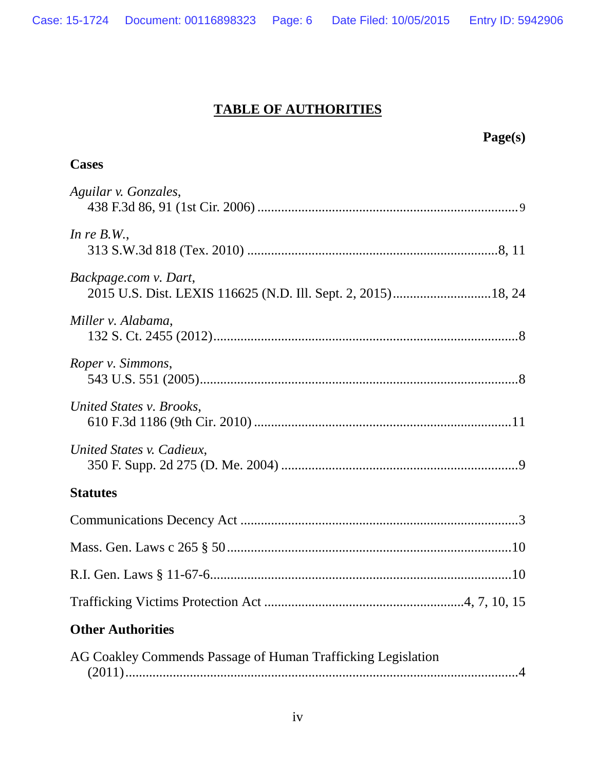# TABLE OF AUTHORITIES

**Page(s)**

**Cases**

*Aguilar v. Gonzales*,
438 F.3d 86, 91 (1st Cir. 2006) ............................................................................ 9

*In re B.W.*,
313 S.W.3d 818 (Tex. 2010) ..........................................................................8, 11

*Backpage.com v. Dart*,
2015 U.S. Dist. LEXIS 116625 (N.D. Ill. Sept. 2, 2015) .............................18, 24

*Miller v. Alabama*,
132 S. Ct. 2455 (2012).......................................................................................... 8

*Roper v. Simmons*,
543 U.S. 551 (2005)............................................................................................. 8

*United States v. Brooks*,
610 F.3d 1186 (9th Cir. 2010) ............................................................................11

*United States v. Cadieux*,
350 F. Supp. 2d 275 (D. Me. 2004) ...................................................................... 9

**Statutes**

Communications Decency Act .................................................................................. 3

Mass. Gen. Laws c 265 § 50 ....................................................................................10

R.I. Gen. Laws § 11-67-6..........................................................................................10

Trafficking Victims Protection Act ..........................................................4, 7, 10, 15

**Other Authorities**

AG Coakley Commends Passage of Human Trafficking Legislation
(2011)..................................................................................................................... 4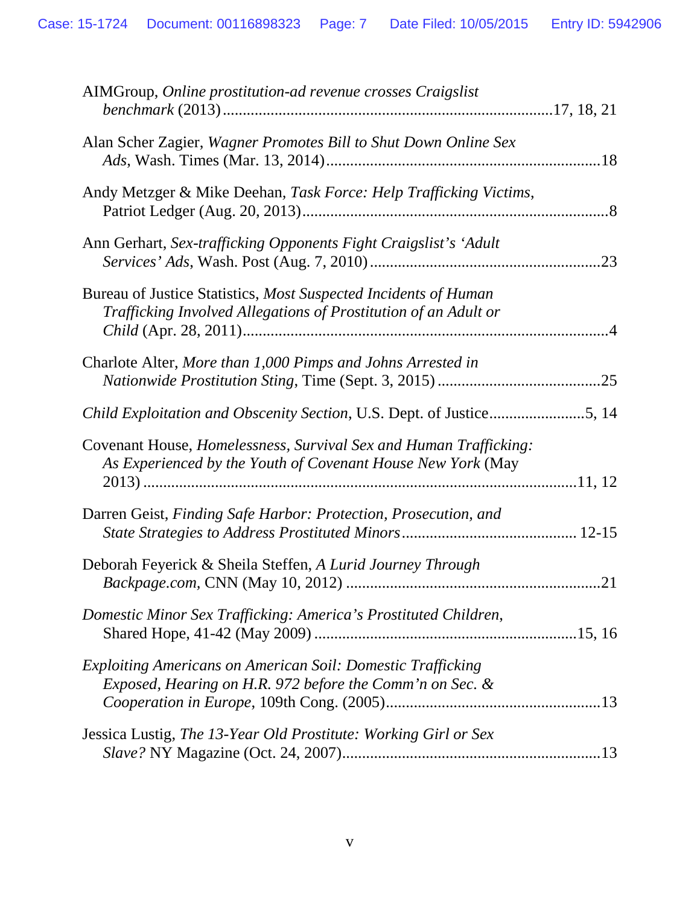AIMGroup, *Online prostitution-ad revenue crosses Craigslist benchmark* (2013) ....................17, 18, 21

Alan Scher Zagier, *Wagner Promotes Bill to Shut Down Online Sex Ads*, Wash. Times (Mar. 13, 2014) ....................18

Andy Metzger & Mike Deehan, *Task Force: Help Trafficking Victims*, Patriot Ledger (Aug. 20, 2013) ....................8

Ann Gerhart, *Sex-trafficking Opponents Fight Craigslist's 'Adult Services' Ads*, Wash. Post (Aug. 7, 2010) ....................23

Bureau of Justice Statistics, *Most Suspected Incidents of Human Trafficking Involved Allegations of Prostitution of an Adult or Child* (Apr. 28, 2011) ....................4

Charlote Alter, *More than 1,000 Pimps and Johns Arrested in Nationwide Prostitution Sting*, Time (Sept. 3, 2015) ....................25

*Child Exploitation and Obscenity Section*, U.S. Dept. of Justice ....................5, 14

Covenant House, *Homelessness, Survival Sex and Human Trafficking: As Experienced by the Youth of Covenant House New York* (May 2013) ....................11, 12

Darren Geist, *Finding Safe Harbor: Protection, Prosecution, and State Strategies to Address Prostituted Minors* .................... 12-15

Deborah Feyerick & Sheila Steffen, *A Lurid Journey Through Backpage.com*, CNN (May 10, 2012) ....................21

*Domestic Minor Sex Trafficking: America's Prostituted Children*, Shared Hope, 41-42 (May 2009) ....................15, 16

*Exploiting Americans on American Soil: Domestic Trafficking Exposed, Hearing on H.R. 972 before the Comm'n on Sec. & Cooperation in Europe*, 109th Cong. (2005) ....................13

Jessica Lustig, *The 13-Year Old Prostitute: Working Girl or Sex Slave?* NY Magazine (Oct. 24, 2007) ....................13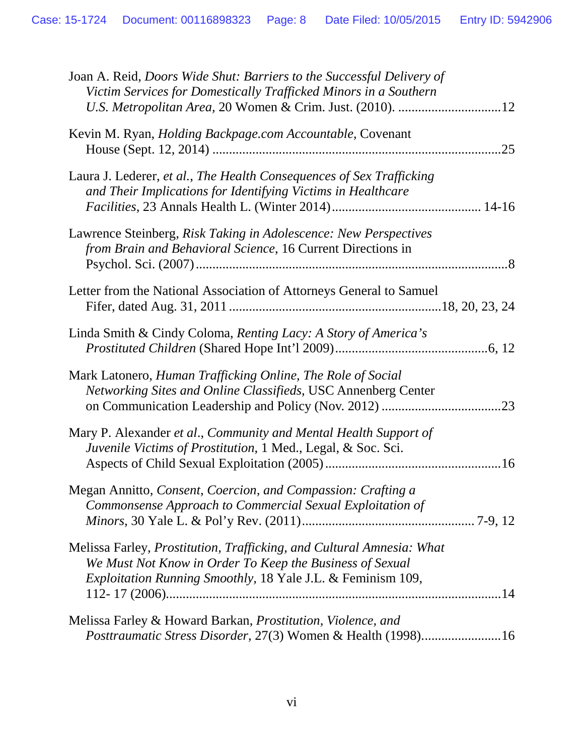Joan A. Reid, *Doors Wide Shut: Barriers to the Successful Delivery of Victim Services for Domestically Trafficked Minors in a Southern U.S. Metropolitan Area*, 20 Women & Crim. Just. (2010). ...............................12

Kevin M. Ryan, *Holding Backpage.com Accountable*, Covenant House (Sept. 12, 2014) .....................................................................................25

Laura J. Lederer, *et al.*, *The Health Consequences of Sex Trafficking and Their Implications for Identifying Victims in Healthcare Facilities*, 23 Annals Health L. (Winter 2014)............................................ 14-16

Lawrence Steinberg, *Risk Taking in Adolescence: New Perspectives from Brain and Behavioral Science*, 16 Current Directions in Psychol. Sci. (2007) .............................................................................................8

Letter from the National Association of Attorneys General to Samuel Fifer, dated Aug. 31, 2011 ................................................................18, 20, 23, 24

Linda Smith & Cindy Coloma, *Renting Lacy: A Story of America's Prostituted Children* (Shared Hope Int'l 2009).............................................6, 12

Mark Latonero, *Human Trafficking Online, The Role of Social Networking Sites and Online Classifieds*, USC Annenberg Center on Communication Leadership and Policy (Nov. 2012) ...................................23

Mary P. Alexander *et al*., *Community and Mental Health Support of Juvenile Victims of Prostitution*, 1 Med., Legal, & Soc. Sci. Aspects of Child Sexual Exploitation (2005) ....................................................16

Megan Annitto, *Consent, Coercion, and Compassion: Crafting a Commonsense Approach to Commercial Sexual Exploitation of Minors*, 30 Yale L. & Pol'y Rev. (2011).................................................. 7-9, 12

Melissa Farley, *Prostitution, Trafficking, and Cultural Amnesia: What We Must Not Know in Order To Keep the Business of Sexual Exploitation Running Smoothly*, 18 Yale J.L. & Feminism 109, 112- 17 (2006)..................................................................................................14

Melissa Farley & Howard Barkan, *Prostitution, Violence, and Posttraumatic Stress Disorder*, 27(3) Women & Health (1998)........................16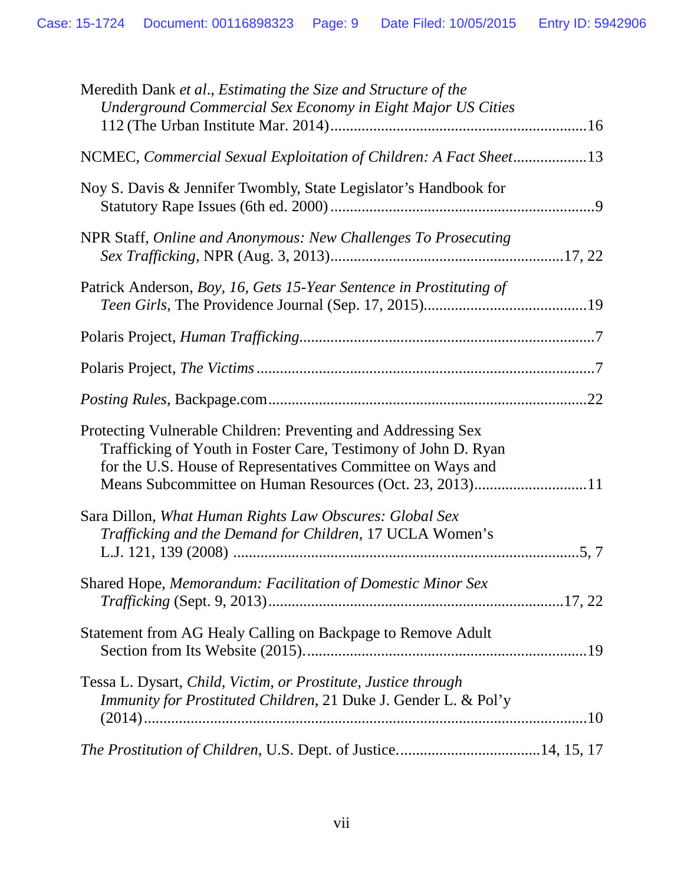Meredith Dank *et al*., *Estimating the Size and Structure of the Underground Commercial Sex Economy in Eight Major US Cities* 112 (The Urban Institute Mar. 2014)................................................................16

NCMEC, *Commercial Sexual Exploitation of Children: A Fact Sheet*..................13

Noy S. Davis & Jennifer Twombly, State Legislator's Handbook for Statutory Rape Issues (6th ed. 2000) ..................................................................9

NPR Staff, *Online and Anonymous: New Challenges To Prosecuting Sex Trafficking*, NPR (Aug. 3, 2013)..........................................................17, 22

Patrick Anderson, *Boy, 16, Gets 15-Year Sentence in Prostituting of Teen Girls*, The Providence Journal (Sep. 17, 2015)........................................19

Polaris Project, *Human Trafficking*..........................................................................7

Polaris Project, *The Victims* .....................................................................................7

*Posting Rules*, Backpage.com.................................................................................22

Protecting Vulnerable Children: Preventing and Addressing Sex Trafficking of Youth in Foster Care, Testimony of John D. Ryan for the U.S. House of Representatives Committee on Ways and Means Subcommittee on Human Resources (Oct. 23, 2013)............................11

Sara Dillon, *What Human Rights Law Obscures: Global Sex Trafficking and the Demand for Children*, 17 UCLA Women's L.J. 121, 139 (2008) .......................................................................................5, 7

Shared Hope, *Memorandum: Facilitation of Domestic Minor Sex Trafficking* (Sept. 9, 2013)..........................................................................17, 22

Statement from AG Healy Calling on Backpage to Remove Adult Section from Its Website (2015).......................................................................19

Tessa L. Dysart, *Child, Victim, or Prostitute, Justice through Immunity for Prostituted Children*, 21 Duke J. Gender L. & Pol'y (2014).........................................................................................................10

*The Prostitution of Children*, U.S. Dept. of Justice....................................14, 15, 17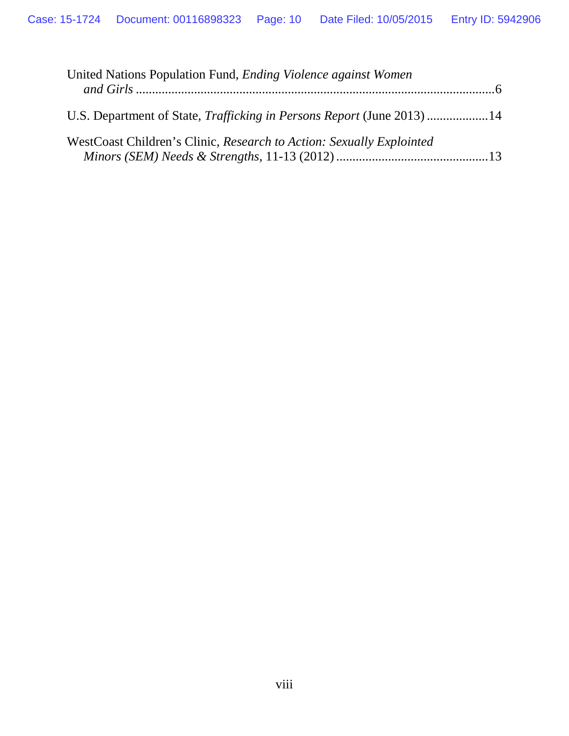United Nations Population Fund, *Ending Violence against Women and Girls* ............................................................................................................6

U.S. Department of State, *Trafficking in Persons Report* (June 2013) ..................14

WestCoast Children's Clinic, *Research to Action: Sexually Exploited Minors (SEM) Needs & Strengths*, 11-13 (2012) ..............................................13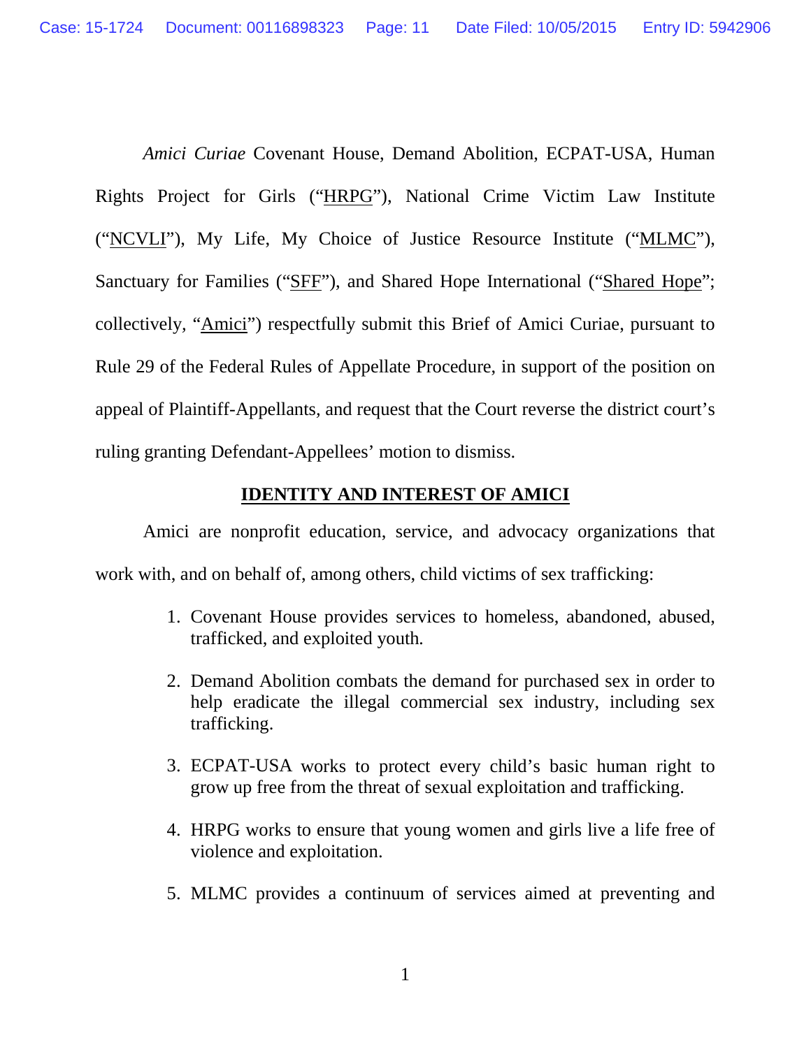*Amici Curiae* Covenant House, Demand Abolition, ECPAT-USA, Human Rights Project for Girls ("HRPG"), National Crime Victim Law Institute ("NCVLI"), My Life, My Choice of Justice Resource Institute ("MLMC"), Sanctuary for Families ("SFF"), and Shared Hope International ("Shared Hope"; collectively, "Amici") respectfully submit this Brief of Amici Curiae, pursuant to Rule 29 of the Federal Rules of Appellate Procedure, in support of the position on appeal of Plaintiff-Appellants, and request that the Court reverse the district court's ruling granting Defendant-Appellees' motion to dismiss.

## IDENTITY AND INTEREST OF AMICI

Amici are nonprofit education, service, and advocacy organizations that work with, and on behalf of, among others, child victims of sex trafficking:

1. Covenant House provides services to homeless, abandoned, abused, trafficked, and exploited youth.

2. Demand Abolition combats the demand for purchased sex in order to help eradicate the illegal commercial sex industry, including sex trafficking.

3. ECPAT-USA works to protect every child's basic human right to grow up free from the threat of sexual exploitation and trafficking.

4. HRPG works to ensure that young women and girls live a life free of violence and exploitation.

5. MLMC provides a continuum of services aimed at preventing and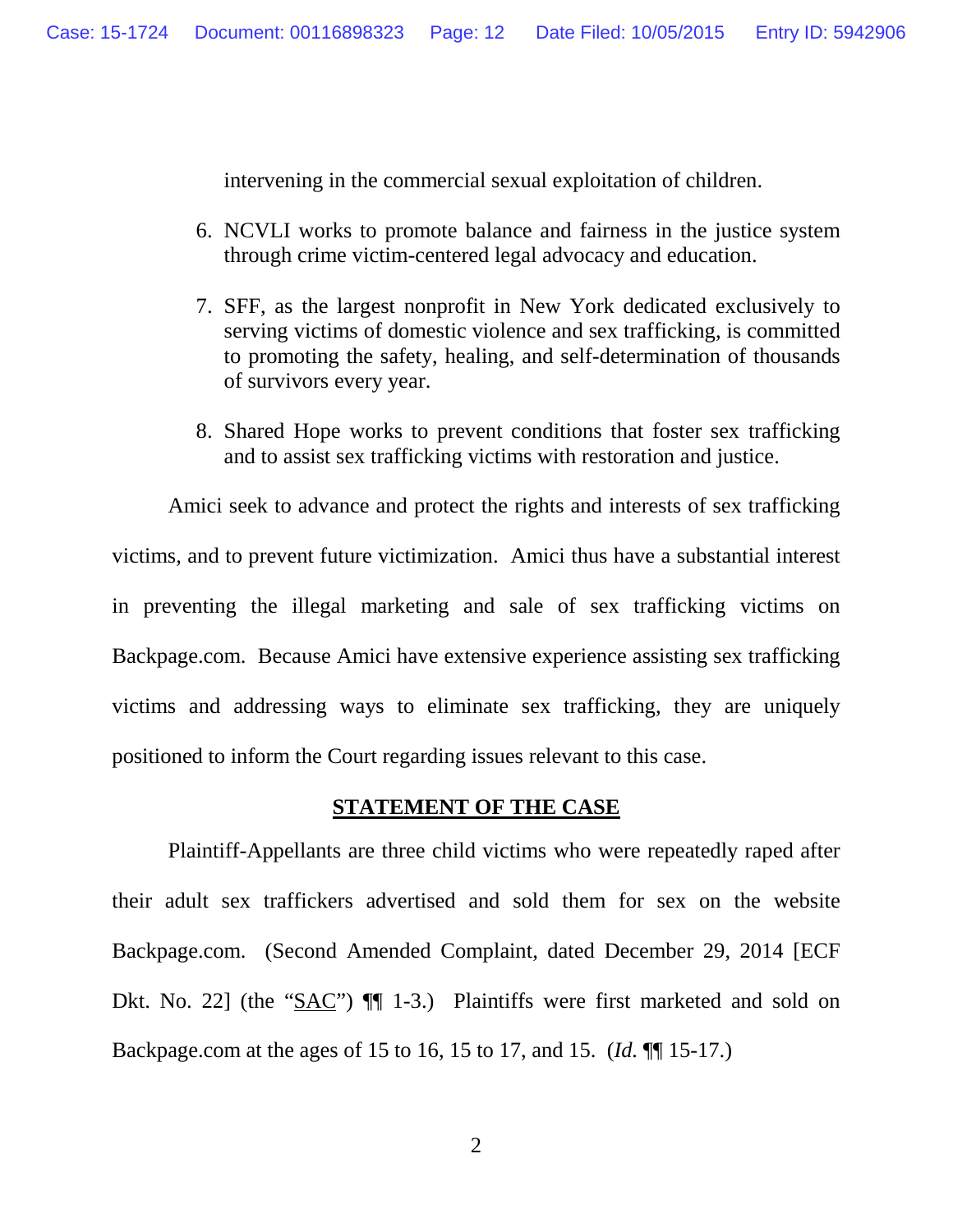intervening in the commercial sexual exploitation of children.

6. NCVLI works to promote balance and fairness in the justice system through crime victim-centered legal advocacy and education.

7. SFF, as the largest nonprofit in New York dedicated exclusively to serving victims of domestic violence and sex trafficking, is committed to promoting the safety, healing, and self-determination of thousands of survivors every year.

8. Shared Hope works to prevent conditions that foster sex trafficking and to assist sex trafficking victims with restoration and justice.

Amici seek to advance and protect the rights and interests of sex trafficking victims, and to prevent future victimization. Amici thus have a substantial interest in preventing the illegal marketing and sale of sex trafficking victims on Backpage.com. Because Amici have extensive experience assisting sex trafficking victims and addressing ways to eliminate sex trafficking, they are uniquely positioned to inform the Court regarding issues relevant to this case.

## STATEMENT OF THE CASE

Plaintiff-Appellants are three child victims who were repeatedly raped after their adult sex traffickers advertised and sold them for sex on the website Backpage.com. (Second Amended Complaint, dated December 29, 2014 [ECF Dkt. No. 22] (the "SAC") ¶¶ 1-3.) Plaintiffs were first marketed and sold on Backpage.com at the ages of 15 to 16, 15 to 17, and 15. (*Id.* ¶¶ 15-17.)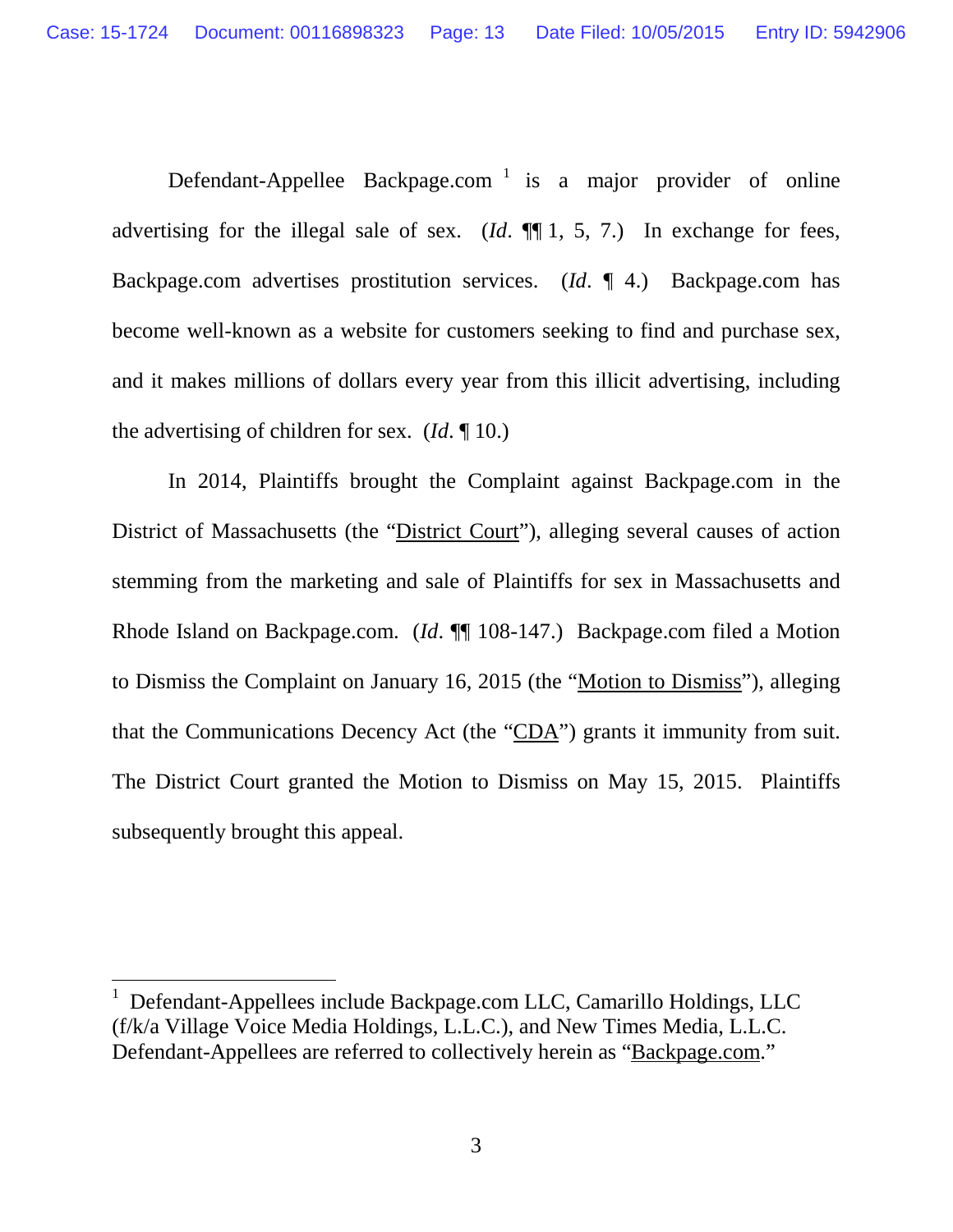Defendant-Appellee Backpage.com [1] is a major provider of online advertising for the illegal sale of sex. (*Id*. ¶¶ 1, 5, 7.) In exchange for fees, Backpage.com advertises prostitution services. (*Id*. ¶ 4.) Backpage.com has become well-known as a website for customers seeking to find and purchase sex, and it makes millions of dollars every year from this illicit advertising, including the advertising of children for sex. (*Id*. ¶ 10.)

In 2014, Plaintiffs brought the Complaint against Backpage.com in the District of Massachusetts (the "District Court"), alleging several causes of action stemming from the marketing and sale of Plaintiffs for sex in Massachusetts and Rhode Island on Backpage.com. (*Id*. ¶¶ 108-147.) Backpage.com filed a Motion to Dismiss the Complaint on January 16, 2015 (the "Motion to Dismiss"), alleging that the Communications Decency Act (the "CDA") grants it immunity from suit. The District Court granted the Motion to Dismiss on May 15, 2015. Plaintiffs subsequently brought this appeal.

---

[1] Defendant-Appellees include Backpage.com LLC, Camarillo Holdings, LLC (f/k/a Village Voice Media Holdings, L.L.C.), and New Times Media, L.L.C. Defendant-Appellees are referred to collectively herein as "Backpage.com."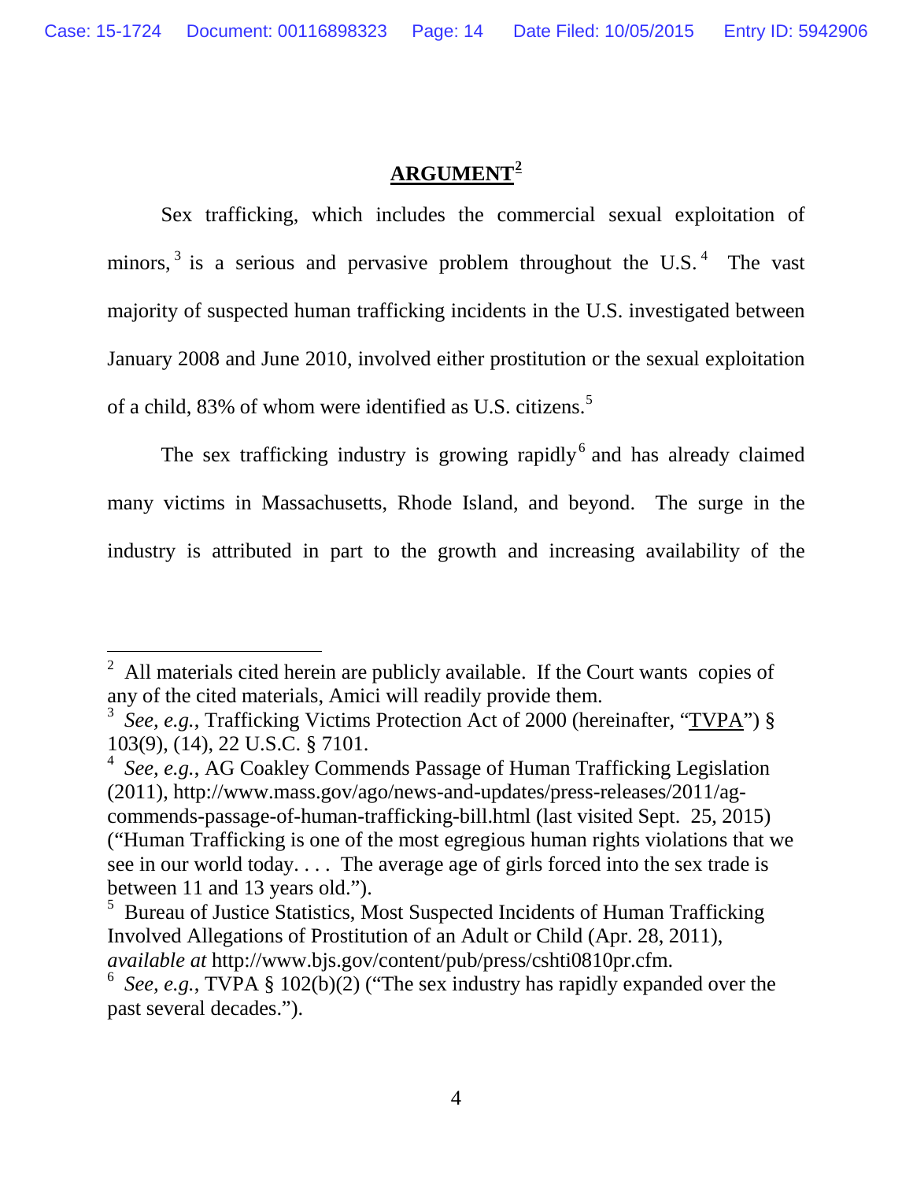## ARGUMENT[2]

Sex trafficking, which includes the commercial sexual exploitation of minors,[3] is a serious and pervasive problem throughout the U.S.[4] The vast majority of suspected human trafficking incidents in the U.S. investigated between January 2008 and June 2010, involved either prostitution or the sexual exploitation of a child, 83% of whom were identified as U.S. citizens.[5]

The sex trafficking industry is growing rapidly[6] and has already claimed many victims in Massachusetts, Rhode Island, and beyond. The surge in the industry is attributed in part to the growth and increasing availability of the

---

[2] All materials cited herein are publicly available. If the Court wants copies of any of the cited materials, Amici will readily provide them.

[3] *See, e.g.*, Trafficking Victims Protection Act of 2000 (hereinafter, "TVPA") § 103(9), (14), 22 U.S.C. § 7101.

[4] *See, e.g.*, AG Coakley Commends Passage of Human Trafficking Legislation (2011), http://www.mass.gov/ago/news-and-updates/press-releases/2011/ag-commends-passage-of-human-trafficking-bill.html (last visited Sept. 25, 2015) ("Human Trafficking is one of the most egregious human rights violations that we see in our world today. . . . The average age of girls forced into the sex trade is between 11 and 13 years old.").

[5] Bureau of Justice Statistics, Most Suspected Incidents of Human Trafficking Involved Allegations of Prostitution of an Adult or Child (Apr. 28, 2011), *available at* http://www.bjs.gov/content/pub/press/cshti0810pr.cfm.

[6] *See, e.g.*, TVPA § 102(b)(2) ("The sex industry has rapidly expanded over the past several decades.").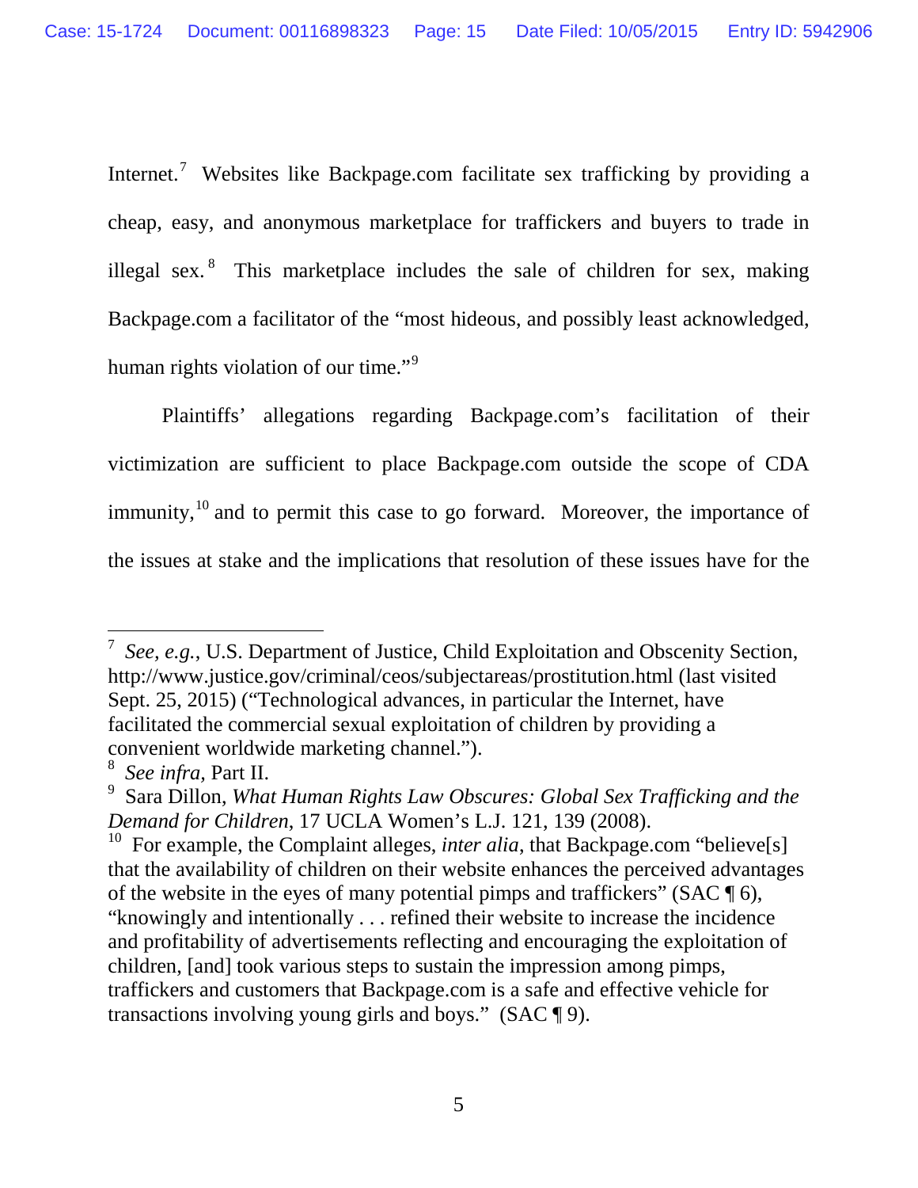Internet.[7] Websites like Backpage.com facilitate sex trafficking by providing a cheap, easy, and anonymous marketplace for traffickers and buyers to trade in illegal sex.[8] This marketplace includes the sale of children for sex, making Backpage.com a facilitator of the "most hideous, and possibly least acknowledged, human rights violation of our time."[9]

Plaintiffs' allegations regarding Backpage.com's facilitation of their victimization are sufficient to place Backpage.com outside the scope of CDA immunity,[10] and to permit this case to go forward. Moreover, the importance of the issues at stake and the implications that resolution of these issues have for the

---

[7] *See, e.g.*, U.S. Department of Justice, Child Exploitation and Obscenity Section, http://www.justice.gov/criminal/ceos/subjectareas/prostitution.html (last visited Sept. 25, 2015) ("Technological advances, in particular the Internet, have facilitated the commercial sexual exploitation of children by providing a convenient worldwide marketing channel.").

[8] *See infra*, Part II.

[9] Sara Dillon, *What Human Rights Law Obscures: Global Sex Trafficking and the Demand for Children*, 17 UCLA Women's L.J. 121, 139 (2008).

[10] For example, the Complaint alleges, *inter alia*, that Backpage.com "believe[s] that the availability of children on their website enhances the perceived advantages of the website in the eyes of many potential pimps and traffickers" (SAC ¶ 6), "knowingly and intentionally . . . refined their website to increase the incidence and profitability of advertisements reflecting and encouraging the exploitation of children, [and] took various steps to sustain the impression among pimps, traffickers and customers that Backpage.com is a safe and effective vehicle for transactions involving young girls and boys." (SAC ¶ 9).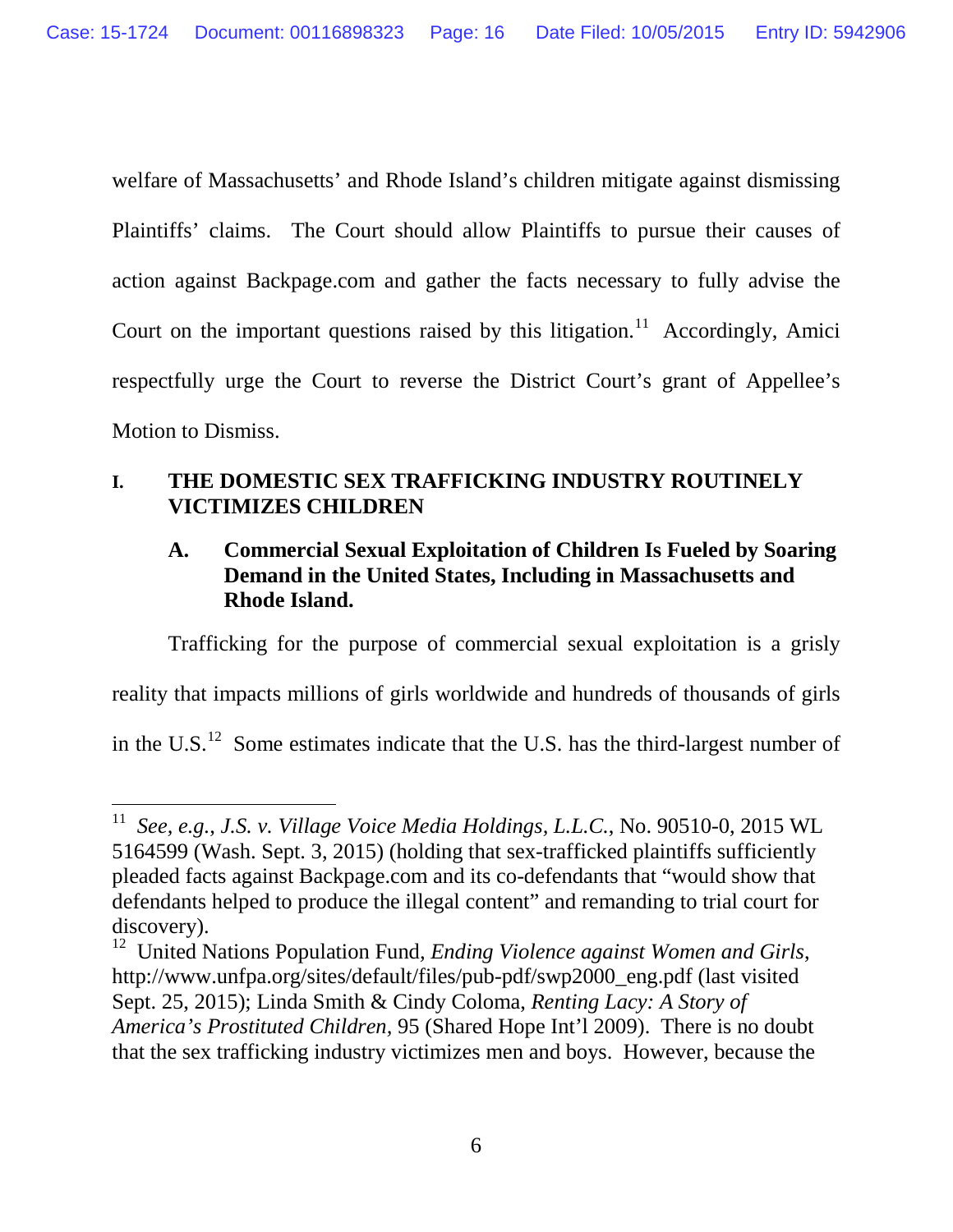welfare of Massachusetts' and Rhode Island's children mitigate against dismissing Plaintiffs' claims. The Court should allow Plaintiffs to pursue their causes of action against Backpage.com and gather the facts necessary to fully advise the Court on the important questions raised by this litigation.[11] Accordingly, Amici respectfully urge the Court to reverse the District Court's grant of Appellee's Motion to Dismiss.

## I. THE DOMESTIC SEX TRAFFICKING INDUSTRY ROUTINELY VICTIMIZES CHILDREN

### A. Commercial Sexual Exploitation of Children Is Fueled by Soaring Demand in the United States, Including in Massachusetts and Rhode Island.

Trafficking for the purpose of commercial sexual exploitation is a grisly reality that impacts millions of girls worldwide and hundreds of thousands of girls in the U.S.[12] Some estimates indicate that the U.S. has the third-largest number of

---

[11] *See, e.g.*, *J.S. v. Village Voice Media Holdings, L.L.C.*, No. 90510-0, 2015 WL 5164599 (Wash. Sept. 3, 2015) (holding that sex-trafficked plaintiffs sufficiently pleaded facts against Backpage.com and its co-defendants that "would show that defendants helped to produce the illegal content" and remanding to trial court for discovery).

[12] United Nations Population Fund, *Ending Violence against Women and Girls*, http://www.unfpa.org/sites/default/files/pub-pdf/swp2000_eng.pdf (last visited Sept. 25, 2015); Linda Smith & Cindy Coloma, *Renting Lacy: A Story of America's Prostituted Children*, 95 (Shared Hope Int'l 2009). There is no doubt that the sex trafficking industry victimizes men and boys. However, because the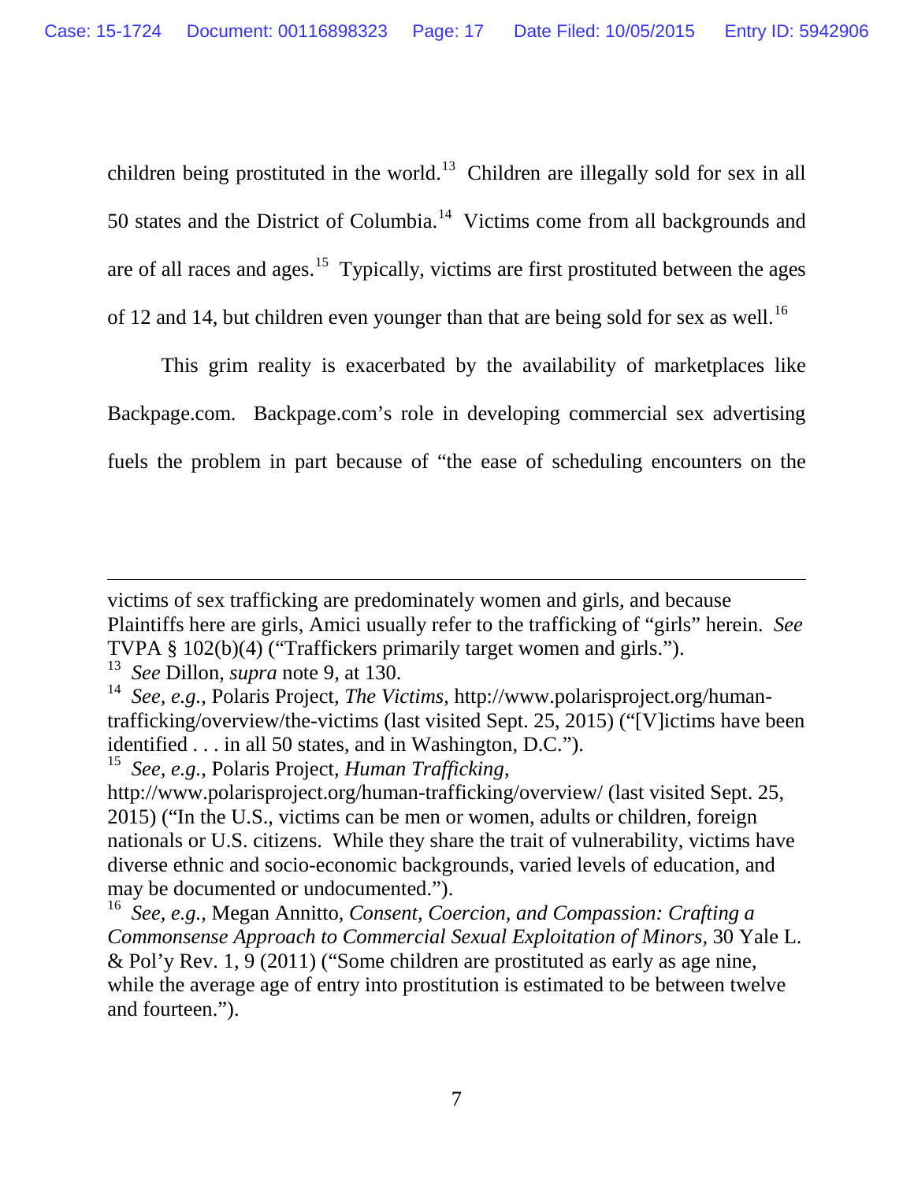children being prostituted in the world.[13] Children are illegally sold for sex in all 50 states and the District of Columbia.[14] Victims come from all backgrounds and are of all races and ages.[15] Typically, victims are first prostituted between the ages of 12 and 14, but children even younger than that are being sold for sex as well.[16]

This grim reality is exacerbated by the availability of marketplaces like Backpage.com. Backpage.com's role in developing commercial sex advertising fuels the problem in part because of "the ease of scheduling encounters on the

---

victims of sex trafficking are predominately women and girls, and because Plaintiffs here are girls, Amici usually refer to the trafficking of "girls" herein. *See* TVPA § 102(b)(4) ("Traffickers primarily target women and girls.").

[13] *See* Dillon, *supra* note 9, at 130.

[14] *See, e.g.*, Polaris Project, *The Victims*, http://www.polarisproject.org/human-trafficking/overview/the-victims (last visited Sept. 25, 2015) ("[V]ictims have been identified . . . in all 50 states, and in Washington, D.C.").

[15] *See, e.g.*, Polaris Project, *Human Trafficking*, http://www.polarisproject.org/human-trafficking/overview/ (last visited Sept. 25, 2015) ("In the U.S., victims can be men or women, adults or children, foreign nationals or U.S. citizens. While they share the trait of vulnerability, victims have diverse ethnic and socio-economic backgrounds, varied levels of education, and may be documented or undocumented.").

[16] *See, e.g.*, Megan Annitto, *Consent, Coercion, and Compassion: Crafting a Commonsense Approach to Commercial Sexual Exploitation of Minors*, 30 Yale L. & Pol'y Rev. 1, 9 (2011) ("Some children are prostituted as early as age nine, while the average age of entry into prostitution is estimated to be between twelve and fourteen.").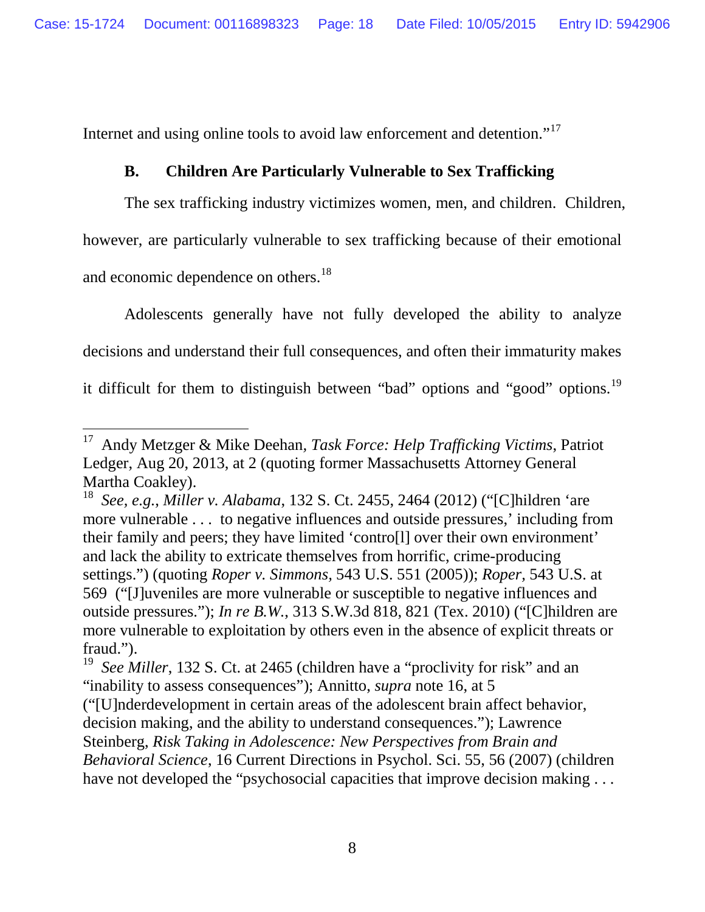Internet and using online tools to avoid law enforcement and detention."[17]

### B. Children Are Particularly Vulnerable to Sex Trafficking

The sex trafficking industry victimizes women, men, and children. Children, however, are particularly vulnerable to sex trafficking because of their emotional and economic dependence on others.[18]

Adolescents generally have not fully developed the ability to analyze decisions and understand their full consequences, and often their immaturity makes it difficult for them to distinguish between "bad" options and "good" options.[19]

---

[17] Andy Metzger & Mike Deehan, *Task Force: Help Trafficking Victims*, Patriot Ledger, Aug 20, 2013, at 2 (quoting former Massachusetts Attorney General Martha Coakley).

[18] *See, e.g.*, *Miller v. Alabama*, 132 S. Ct. 2455, 2464 (2012) ("[C]hildren 'are more vulnerable . . . to negative influences and outside pressures,' including from their family and peers; they have limited 'contro[l] over their own environment' and lack the ability to extricate themselves from horrific, crime-producing settings.") (quoting *Roper v. Simmons*, 543 U.S. 551 (2005)); *Roper*, 543 U.S. at 569 ("[J]uveniles are more vulnerable or susceptible to negative influences and outside pressures."); *In re B.W.*, 313 S.W.3d 818, 821 (Tex. 2010) ("[C]hildren are more vulnerable to exploitation by others even in the absence of explicit threats or fraud.").

[19] *See Miller*, 132 S. Ct. at 2465 (children have a "proclivity for risk" and an "inability to assess consequences"); Annitto, *supra* note 16, at 5 ("[U]nderdevelopment in certain areas of the adolescent brain affect behavior, decision making, and the ability to understand consequences."); Lawrence Steinberg, *Risk Taking in Adolescence: New Perspectives from Brain and Behavioral Science*, 16 Current Directions in Psychol. Sci. 55, 56 (2007) (children have not developed the "psychosocial capacities that improve decision making . . .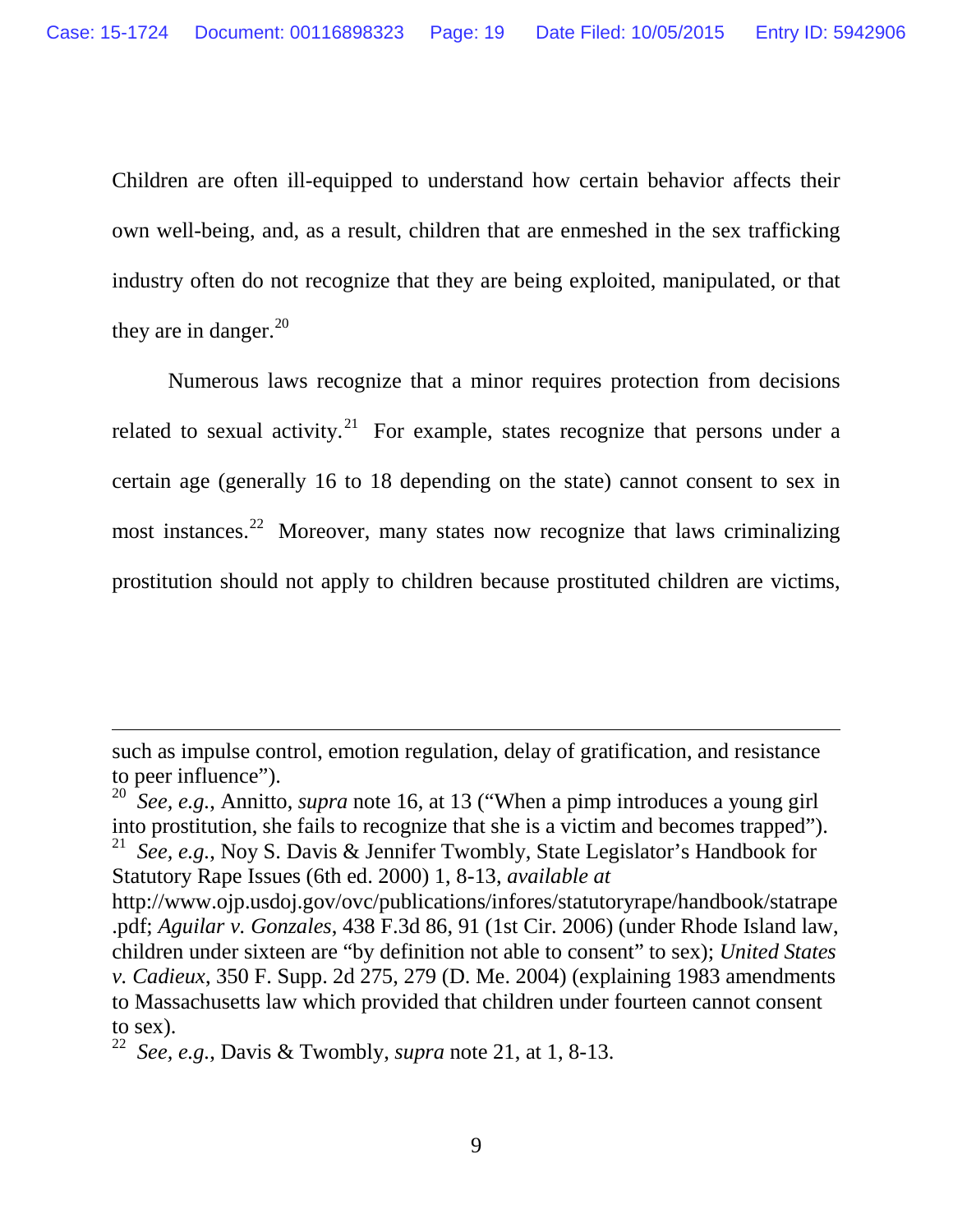Children are often ill-equipped to understand how certain behavior affects their own well-being, and, as a result, children that are enmeshed in the sex trafficking industry often do not recognize that they are being exploited, manipulated, or that they are in danger.[20]

Numerous laws recognize that a minor requires protection from decisions related to sexual activity.[21] For example, states recognize that persons under a certain age (generally 16 to 18 depending on the state) cannot consent to sex in most instances.[22] Moreover, many states now recognize that laws criminalizing prostitution should not apply to children because prostituted children are victims,

---

such as impulse control, emotion regulation, delay of gratification, and resistance to peer influence").

[20] *See, e.g.*, Annitto, *supra* note 16, at 13 ("When a pimp introduces a young girl into prostitution, she fails to recognize that she is a victim and becomes trapped").

[21] *See, e.g.*, Noy S. Davis & Jennifer Twombly, State Legislator's Handbook for Statutory Rape Issues (6th ed. 2000) 1, 8-13, *available at* http://www.ojp.usdoj.gov/ovc/publications/infores/statutoryrape/handbook/statrape.pdf; *Aguilar v. Gonzales*, 438 F.3d 86, 91 (1st Cir. 2006) (under Rhode Island law, children under sixteen are "by definition not able to consent" to sex); *United States v. Cadieux*, 350 F. Supp. 2d 275, 279 (D. Me. 2004) (explaining 1983 amendments to Massachusetts law which provided that children under fourteen cannot consent to sex).

[22] *See, e.g.*, Davis & Twombly, *supra* note 21, at 1, 8-13.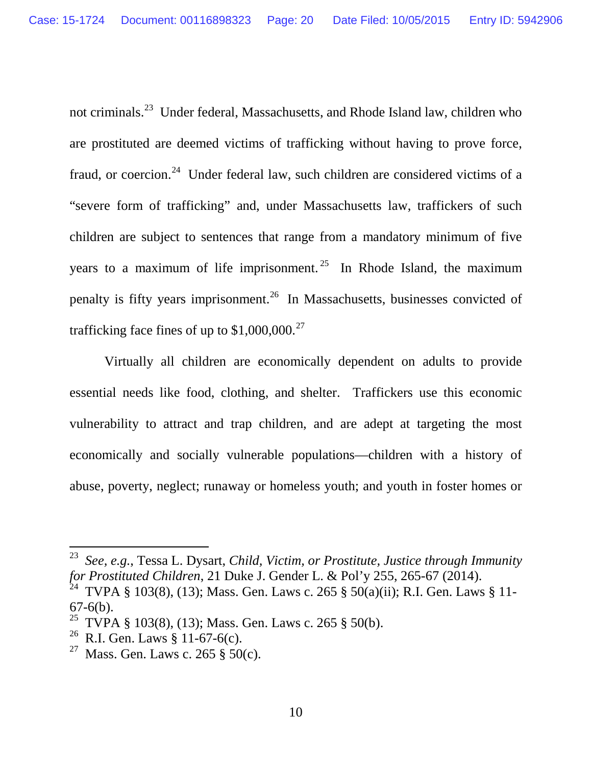not criminals.[23] Under federal, Massachusetts, and Rhode Island law, children who are prostituted are deemed victims of trafficking without having to prove force, fraud, or coercion.[24] Under federal law, such children are considered victims of a "severe form of trafficking" and, under Massachusetts law, traffickers of such children are subject to sentences that range from a mandatory minimum of five years to a maximum of life imprisonment.[25] In Rhode Island, the maximum penalty is fifty years imprisonment.[26] In Massachusetts, businesses convicted of trafficking face fines of up to $1,000,000.[27]

Virtually all children are economically dependent on adults to provide essential needs like food, clothing, and shelter. Traffickers use this economic vulnerability to attract and trap children, and are adept at targeting the most economically and socially vulnerable populations—children with a history of abuse, poverty, neglect; runaway or homeless youth; and youth in foster homes or

---

[23] *See, e.g.*, Tessa L. Dysart, *Child, Victim, or Prostitute, Justice through Immunity for Prostituted Children*, 21 Duke J. Gender L. & Pol'y 255, 265-67 (2014).

[24] TVPA § 103(8), (13); Mass. Gen. Laws c. 265 § 50(a)(ii); R.I. Gen. Laws § 11-67-6(b).

[25] TVPA § 103(8), (13); Mass. Gen. Laws c. 265 § 50(b).

[26] R.I. Gen. Laws § 11-67-6(c).

[27] Mass. Gen. Laws c. 265 § 50(c).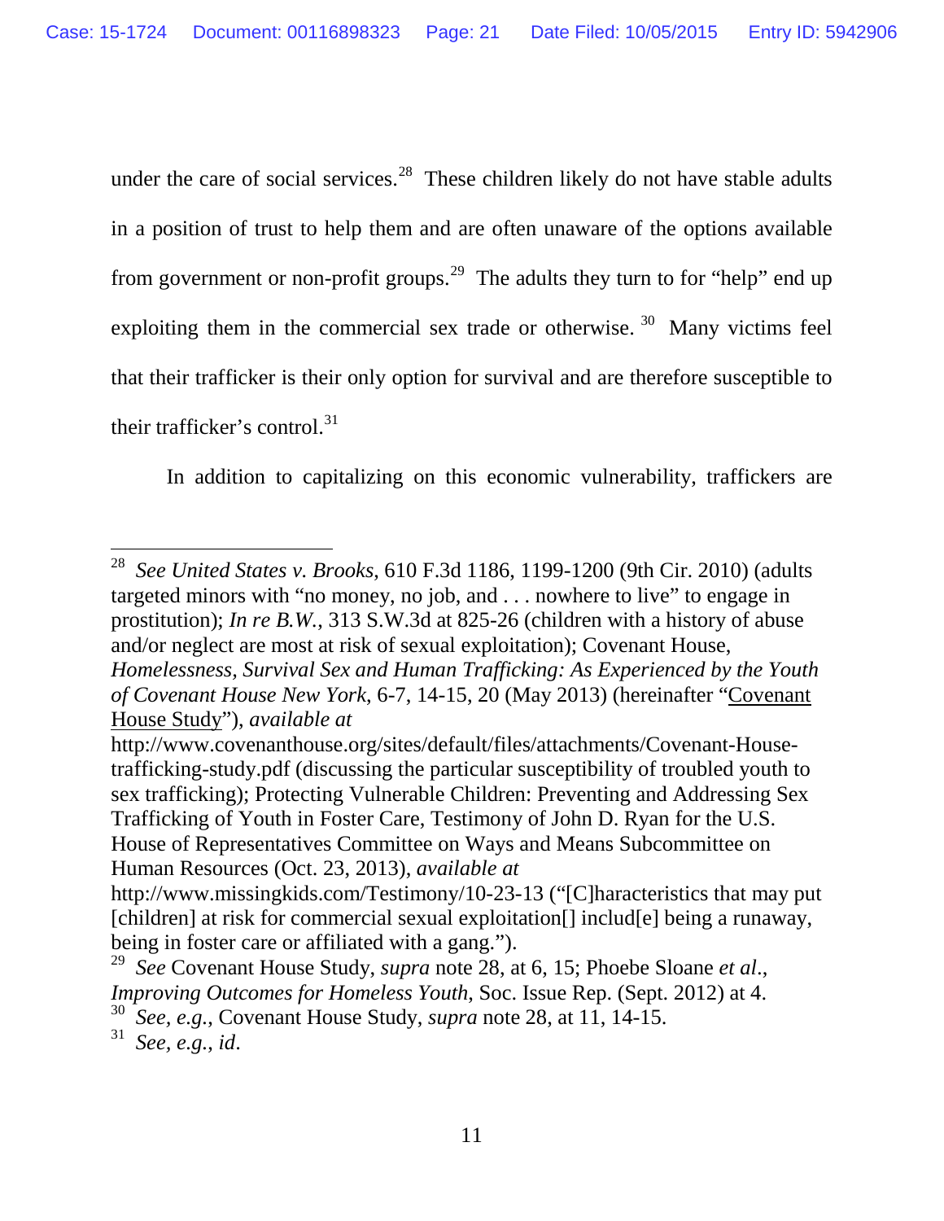under the care of social services.[28] These children likely do not have stable adults in a position of trust to help them and are often unaware of the options available from government or non-profit groups.[29] The adults they turn to for "help" end up exploiting them in the commercial sex trade or otherwise.[30] Many victims feel that their trafficker is their only option for survival and are therefore susceptible to their trafficker's control.[31]

In addition to capitalizing on this economic vulnerability, traffickers are

---

[28] *See United States v. Brooks*, 610 F.3d 1186, 1199-1200 (9th Cir. 2010) (adults targeted minors with "no money, no job, and . . . nowhere to live" to engage in prostitution); *In re B.W.*, 313 S.W.3d at 825-26 (children with a history of abuse and/or neglect are most at risk of sexual exploitation); Covenant House, *Homelessness, Survival Sex and Human Trafficking: As Experienced by the Youth of Covenant House New York*, 6-7, 14-15, 20 (May 2013) (hereinafter "Covenant House Study"), *available at* http://www.covenanthouse.org/sites/default/files/attachments/Covenant-House-trafficking-study.pdf (discussing the particular susceptibility of troubled youth to sex trafficking); Protecting Vulnerable Children: Preventing and Addressing Sex Trafficking of Youth in Foster Care, Testimony of John D. Ryan for the U.S. House of Representatives Committee on Ways and Means Subcommittee on Human Resources (Oct. 23, 2013), *available at* http://www.missingkids.com/Testimony/10-23-13 ("[C]haracteristics that may put [children] at risk for commercial sexual exploitation[] includ[e] being a runaway, being in foster care or affiliated with a gang.").

[29] *See* Covenant House Study, *supra* note 28, at 6, 15; Phoebe Sloane *et al*., *Improving Outcomes for Homeless Youth*, Soc. Issue Rep. (Sept. 2012) at 4.

[30] *See, e.g.*, Covenant House Study, *supra* note 28, at 11, 14-15.

[31] *See, e.g.*, *id*.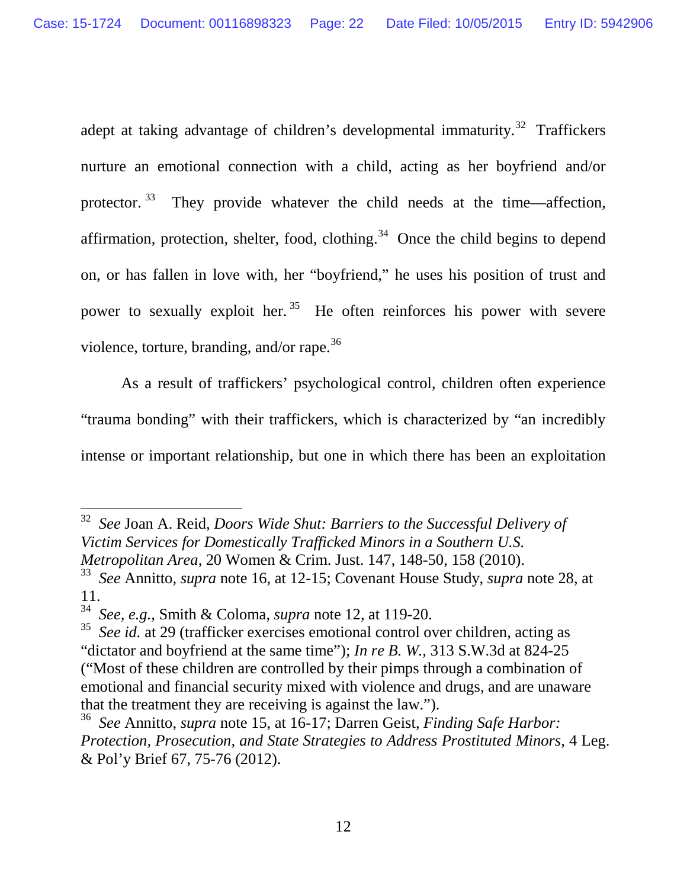adept at taking advantage of children's developmental immaturity.[32] Traffickers nurture an emotional connection with a child, acting as her boyfriend and/or protector.[33] They provide whatever the child needs at the time—affection, affirmation, protection, shelter, food, clothing.[34] Once the child begins to depend on, or has fallen in love with, her "boyfriend," he uses his position of trust and power to sexually exploit her.[35] He often reinforces his power with severe violence, torture, branding, and/or rape.[36]

As a result of traffickers' psychological control, children often experience "trauma bonding" with their traffickers, which is characterized by "an incredibly intense or important relationship, but one in which there has been an exploitation

---

[32] *See* Joan A. Reid, *Doors Wide Shut: Barriers to the Successful Delivery of Victim Services for Domestically Trafficked Minors in a Southern U.S. Metropolitan Area*, 20 Women & Crim. Just. 147, 148-50, 158 (2010).

[33] *See* Annitto, *supra* note 16, at 12-15; Covenant House Study, *supra* note 28, at 11.

[34] *See, e.g.*, Smith & Coloma, *supra* note 12, at 119-20.

[35] *See id.* at 29 (trafficker exercises emotional control over children, acting as "dictator and boyfriend at the same time"); *In re B. W.*, 313 S.W.3d at 824-25 ("Most of these children are controlled by their pimps through a combination of emotional and financial security mixed with violence and drugs, and are unaware that the treatment they are receiving is against the law.").

[36] *See* Annitto, *supra* note 15, at 16-17; Darren Geist, *Finding Safe Harbor: Protection, Prosecution, and State Strategies to Address Prostituted Minors*, 4 Leg. & Pol'y Brief 67, 75-76 (2012).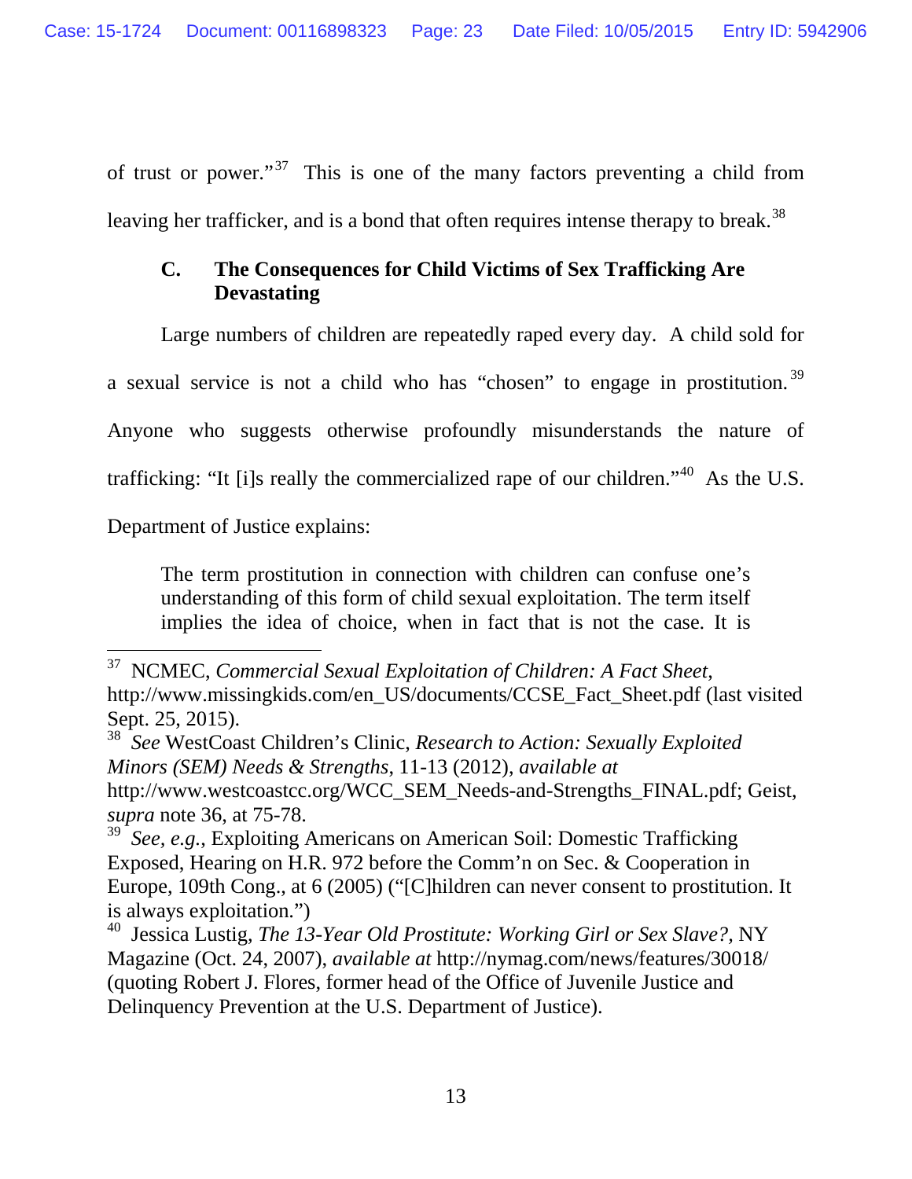of trust or power."[37] This is one of the many factors preventing a child from leaving her trafficker, and is a bond that often requires intense therapy to break.[38]

### C. The Consequences for Child Victims of Sex Trafficking Are Devastating

Large numbers of children are repeatedly raped every day. A child sold for a sexual service is not a child who has "chosen" to engage in prostitution.[39] Anyone who suggests otherwise profoundly misunderstands the nature of trafficking: "It [i]s really the commercialized rape of our children."[40] As the U.S. Department of Justice explains:

> The term prostitution in connection with children can confuse one's understanding of this form of child sexual exploitation. The term itself implies the idea of choice, when in fact that is not the case. It is

---

[37] NCMEC, *Commercial Sexual Exploitation of Children: A Fact Sheet*, http://www.missingkids.com/en_US/documents/CCSE_Fact_Sheet.pdf (last visited Sept. 25, 2015).

[38] *See* WestCoast Children's Clinic, *Research to Action: Sexually Exploited Minors (SEM) Needs & Strengths*, 11-13 (2012), *available at* http://www.westcoastcc.org/WCC_SEM_Needs-and-Strengths_FINAL.pdf; Geist, *supra* note 36, at 75-78.

[39] *See, e.g.*, Exploiting Americans on American Soil: Domestic Trafficking Exposed, Hearing on H.R. 972 before the Comm'n on Sec. & Cooperation in Europe, 109th Cong., at 6 (2005) ("[C]hildren can never consent to prostitution. It is always exploitation.")

[40] Jessica Lustig, *The 13-Year Old Prostitute: Working Girl or Sex Slave?*, NY Magazine (Oct. 24, 2007), *available at* http://nymag.com/news/features/30018/ (quoting Robert J. Flores, former head of the Office of Juvenile Justice and Delinquency Prevention at the U.S. Department of Justice).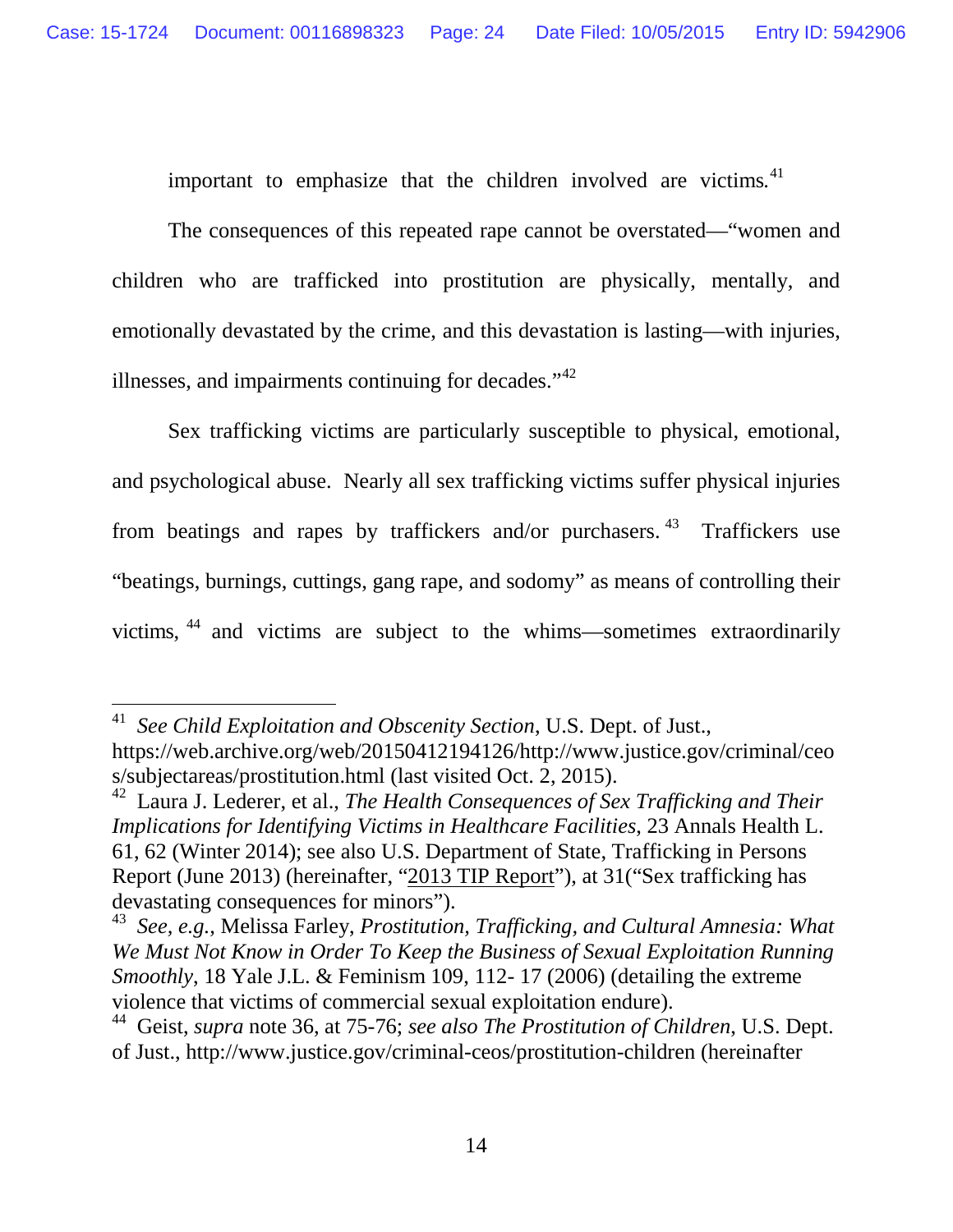important to emphasize that the children involved are victims.[41]

The consequences of this repeated rape cannot be overstated—"women and children who are trafficked into prostitution are physically, mentally, and emotionally devastated by the crime, and this devastation is lasting—with injuries, illnesses, and impairments continuing for decades."[42]

Sex trafficking victims are particularly susceptible to physical, emotional, and psychological abuse. Nearly all sex trafficking victims suffer physical injuries from beatings and rapes by traffickers and/or purchasers.[43] Traffickers use "beatings, burnings, cuttings, gang rape, and sodomy" as means of controlling their victims,[44] and victims are subject to the whims—sometimes extraordinarily

---

[41] *See Child Exploitation and Obscenity Section*, U.S. Dept. of Just., https://web.archive.org/web/20150412194126/http://www.justice.gov/criminal/ceos/subjectareas/prostitution.html (last visited Oct. 2, 2015).

[42] Laura J. Lederer, et al., *The Health Consequences of Sex Trafficking and Their Implications for Identifying Victims in Healthcare Facilities*, 23 Annals Health L. 61, 62 (Winter 2014); see also U.S. Department of State, Trafficking in Persons Report (June 2013) (hereinafter, "2013 TIP Report"), at 31("Sex trafficking has devastating consequences for minors").

[43] *See, e.g.*, Melissa Farley, *Prostitution, Trafficking, and Cultural Amnesia: What We Must Not Know in Order To Keep the Business of Sexual Exploitation Running Smoothly*, 18 Yale J.L. & Feminism 109, 112- 17 (2006) (detailing the extreme violence that victims of commercial sexual exploitation endure).

[44] Geist, *supra* note 36, at 75-76; *see also The Prostitution of Children*, U.S. Dept. of Just., http://www.justice.gov/criminal-ceos/prostitution-children (hereinafter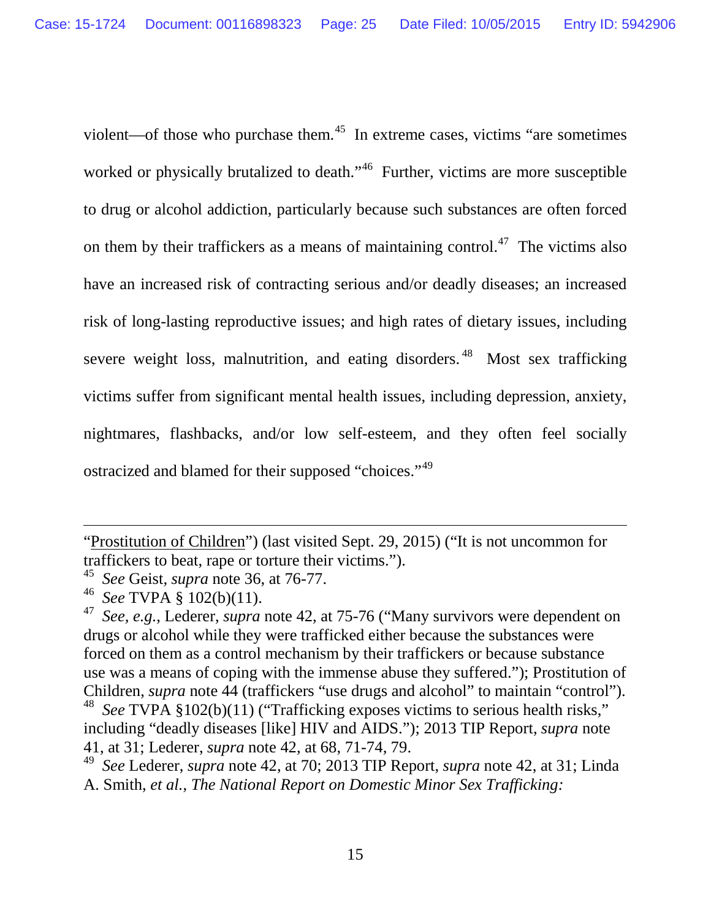violent—of those who purchase them.[45] In extreme cases, victims "are sometimes worked or physically brutalized to death."[46] Further, victims are more susceptible to drug or alcohol addiction, particularly because such substances are often forced on them by their traffickers as a means of maintaining control.[47] The victims also have an increased risk of contracting serious and/or deadly diseases; an increased risk of long-lasting reproductive issues; and high rates of dietary issues, including severe weight loss, malnutrition, and eating disorders.[48] Most sex trafficking victims suffer from significant mental health issues, including depression, anxiety, nightmares, flashbacks, and/or low self-esteem, and they often feel socially ostracized and blamed for their supposed "choices."[49]

---

"Prostitution of Children") (last visited Sept. 29, 2015) ("It is not uncommon for traffickers to beat, rape or torture their victims.").

[45] *See* Geist, *supra* note 36, at 76-77.

[46] *See* TVPA § 102(b)(11).

[47] *See, e.g.*, Lederer, *supra* note 42, at 75-76 ("Many survivors were dependent on drugs or alcohol while they were trafficked either because the substances were forced on them as a control mechanism by their traffickers or because substance use was a means of coping with the immense abuse they suffered."); Prostitution of Children, *supra* note 44 (traffickers "use drugs and alcohol" to maintain "control").

[48] *See* TVPA §102(b)(11) ("Trafficking exposes victims to serious health risks," including "deadly diseases [like] HIV and AIDS."); 2013 TIP Report, *supra* note 41, at 31; Lederer, *supra* note 42, at 68, 71-74, 79.

[49] *See* Lederer, *supra* note 42, at 70; 2013 TIP Report, *supra* note 42, at 31; Linda A. Smith, *et al.*, *The National Report on Domestic Minor Sex Trafficking:*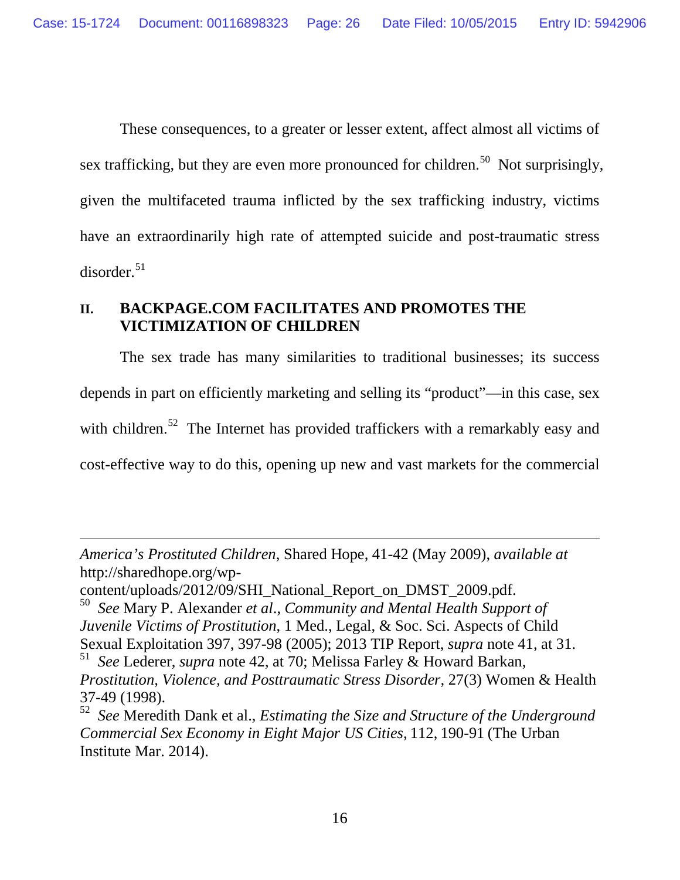These consequences, to a greater or lesser extent, affect almost all victims of sex trafficking, but they are even more pronounced for children.[50] Not surprisingly, given the multifaceted trauma inflicted by the sex trafficking industry, victims have an extraordinarily high rate of attempted suicide and post-traumatic stress disorder.[51]

## II. BACKPAGE.COM FACILITATES AND PROMOTES THE VICTIMIZATION OF CHILDREN

The sex trade has many similarities to traditional businesses; its success depends in part on efficiently marketing and selling its "product"—in this case, sex with children.[52] The Internet has provided traffickers with a remarkably easy and cost-effective way to do this, opening up new and vast markets for the commercial

---

*America's Prostituted Children*, Shared Hope, 41-42 (May 2009), *available at* http://sharedhope.org/wp-content/uploads/2012/09/SHI_National_Report_on_DMST_2009.pdf.

[50] *See* Mary P. Alexander *et al*., *Community and Mental Health Support of Juvenile Victims of Prostitution*, 1 Med., Legal, & Soc. Sci. Aspects of Child Sexual Exploitation 397, 397-98 (2005); 2013 TIP Report, *supra* note 41, at 31.

[51] *See* Lederer, *supra* note 42, at 70; Melissa Farley & Howard Barkan, *Prostitution, Violence, and Posttraumatic Stress Disorder,* 27(3) Women & Health 37-49 (1998).

[52] *See* Meredith Dank et al., *Estimating the Size and Structure of the Underground Commercial Sex Economy in Eight Major US Cities*, 112, 190-91 (The Urban Institute Mar. 2014).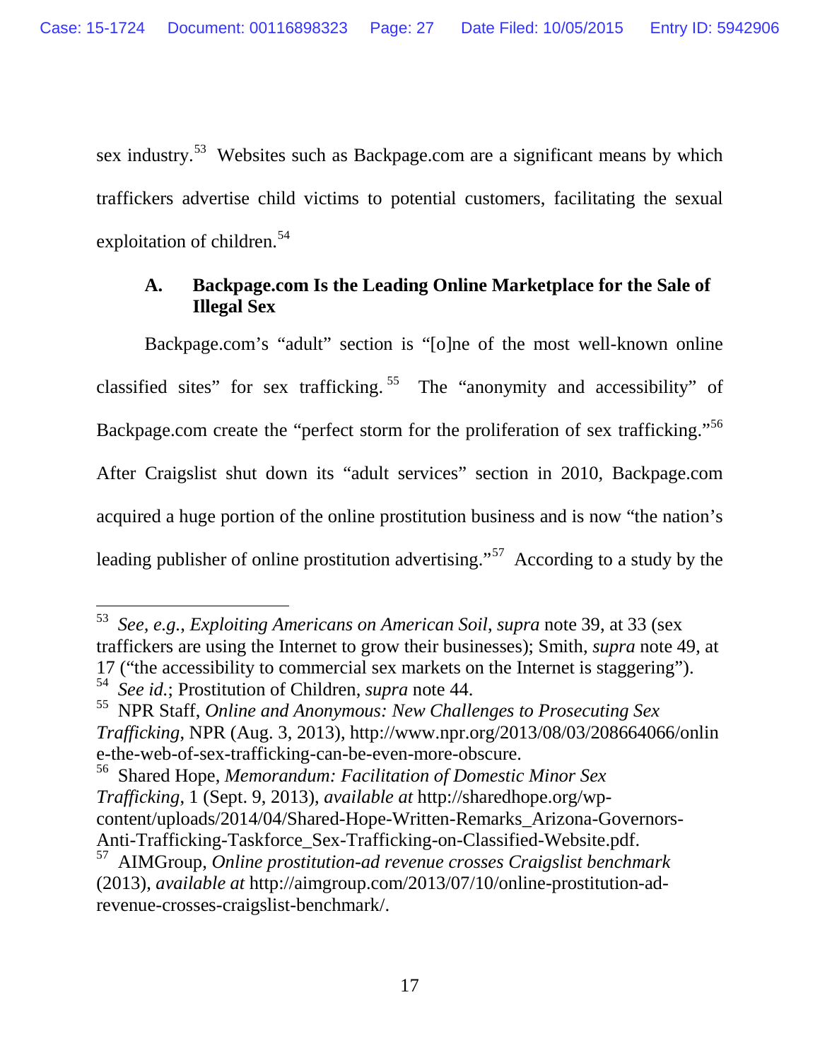sex industry.[53] Websites such as Backpage.com are a significant means by which traffickers advertise child victims to potential customers, facilitating the sexual exploitation of children.[54]

### A. Backpage.com Is the Leading Online Marketplace for the Sale of Illegal Sex

Backpage.com's "adult" section is "[o]ne of the most well-known online classified sites" for sex trafficking.[55] The "anonymity and accessibility" of Backpage.com create the "perfect storm for the proliferation of sex trafficking."[56] After Craigslist shut down its "adult services" section in 2010, Backpage.com acquired a huge portion of the online prostitution business and is now "the nation's leading publisher of online prostitution advertising."[57] According to a study by the

---

[53] *See, e.g.*, *Exploiting Americans on American Soil*, *supra* note 39, at 33 (sex traffickers are using the Internet to grow their businesses); Smith, *supra* note 49, at 17 ("the accessibility to commercial sex markets on the Internet is staggering").

[54] *See id.*; Prostitution of Children, *supra* note 44.

[55] NPR Staff, *Online and Anonymous: New Challenges to Prosecuting Sex Trafficking*, NPR (Aug. 3, 2013), http://www.npr.org/2013/08/03/208664066/online-the-web-of-sex-trafficking-can-be-even-more-obscure.

[56] Shared Hope, *Memorandum: Facilitation of Domestic Minor Sex Trafficking*, 1 (Sept. 9, 2013), *available at* http://sharedhope.org/wp-content/uploads/2014/04/Shared-Hope-Written-Remarks_Arizona-Governors-Anti-Trafficking-Taskforce_Sex-Trafficking-on-Classified-Website.pdf.

[57] AIMGroup, *Online prostitution-ad revenue crosses Craigslist benchmark* (2013), *available at* http://aimgroup.com/2013/07/10/online-prostitution-ad-revenue-crosses-craigslist-benchmark/.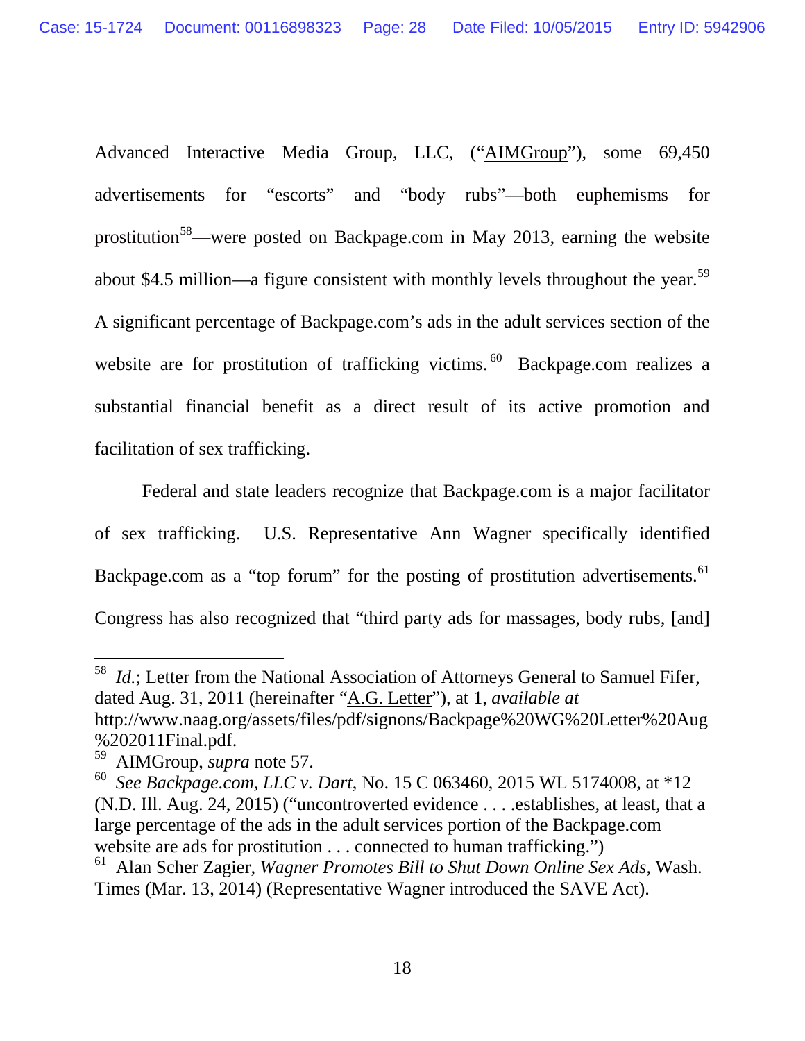Advanced Interactive Media Group, LLC, ("AIMGroup"), some 69,450 advertisements for "escorts" and "body rubs"—both euphemisms for prostitution[58]—were posted on Backpage.com in May 2013, earning the website about $4.5 million—a figure consistent with monthly levels throughout the year.[59] A significant percentage of Backpage.com's ads in the adult services section of the website are for prostitution of trafficking victims.[60] Backpage.com realizes a substantial financial benefit as a direct result of its active promotion and facilitation of sex trafficking.

Federal and state leaders recognize that Backpage.com is a major facilitator of sex trafficking. U.S. Representative Ann Wagner specifically identified Backpage.com as a "top forum" for the posting of prostitution advertisements.[61] Congress has also recognized that "third party ads for massages, body rubs, [and]

---

[58] *Id.*; Letter from the National Association of Attorneys General to Samuel Fifer, dated Aug. 31, 2011 (hereinafter "A.G. Letter"), at 1, *available at* http://www.naag.org/assets/files/pdf/signons/Backpage%20WG%20Letter%20Aug%202011Final.pdf.

[59] AIMGroup, *supra* note 57.

[60] *See Backpage.com, LLC v. Dart*, No. 15 C 063460, 2015 WL 5174008, at *12 (N.D. Ill. Aug. 24, 2015) ("uncontroverted evidence . . . .establishes, at least, that a large percentage of the ads in the adult services portion of the Backpage.com website are ads for prostitution . . . connected to human trafficking.")

[61] Alan Scher Zagier, *Wagner Promotes Bill to Shut Down Online Sex Ads*, Wash. Times (Mar. 13, 2014) (Representative Wagner introduced the SAVE Act).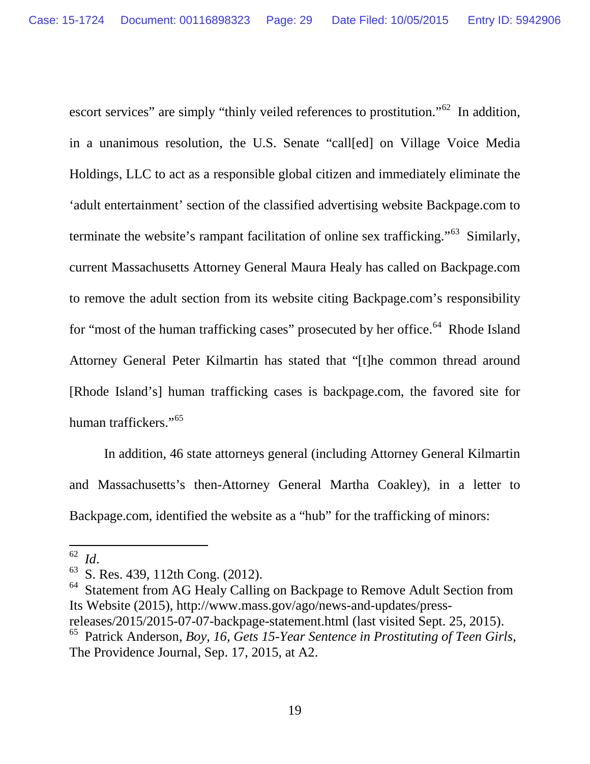escort services" are simply "thinly veiled references to prostitution."[62] In addition, in a unanimous resolution, the U.S. Senate "call[ed] on Village Voice Media Holdings, LLC to act as a responsible global citizen and immediately eliminate the 'adult entertainment' section of the classified advertising website Backpage.com to terminate the website's rampant facilitation of online sex trafficking."[63] Similarly, current Massachusetts Attorney General Maura Healy has called on Backpage.com to remove the adult section from its website citing Backpage.com's responsibility for "most of the human trafficking cases" prosecuted by her office.[64] Rhode Island Attorney General Peter Kilmartin has stated that "[t]he common thread around [Rhode Island's] human trafficking cases is backpage.com, the favored site for human traffickers."[65]

In addition, 46 state attorneys general (including Attorney General Kilmartin and Massachusetts's then-Attorney General Martha Coakley), in a letter to Backpage.com, identified the website as a "hub" for the trafficking of minors:

---

[62] *Id*.

[63] S. Res. 439, 112th Cong. (2012).

[64] Statement from AG Healy Calling on Backpage to Remove Adult Section from Its Website (2015), http://www.mass.gov/ago/news-and-updates/press-releases/2015/2015-07-07-backpage-statement.html (last visited Sept. 25, 2015).

[65] Patrick Anderson, *Boy, 16, Gets 15-Year Sentence in Prostituting of Teen Girls*, The Providence Journal, Sep. 17, 2015, at A2.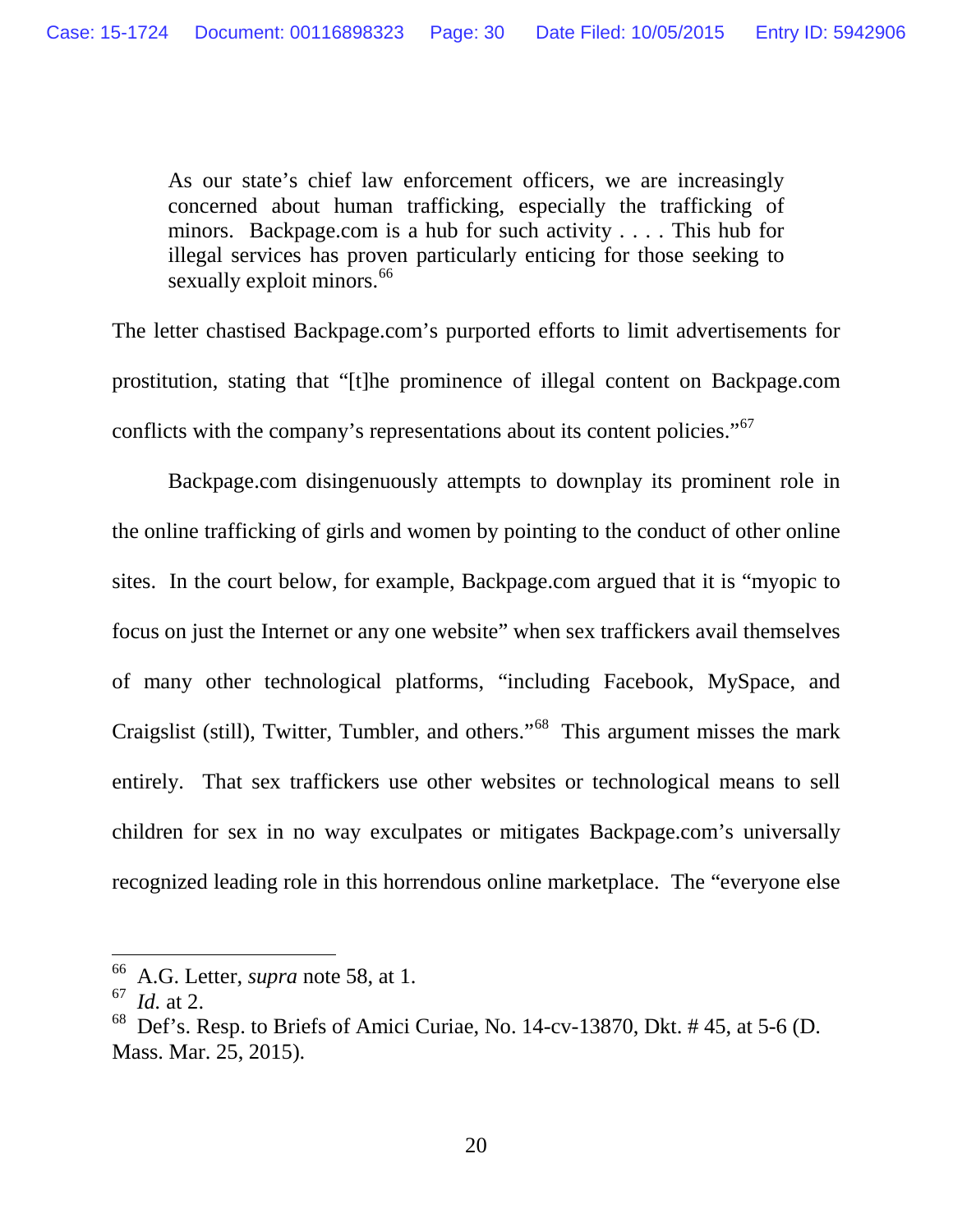> As our state's chief law enforcement officers, we are increasingly concerned about human trafficking, especially the trafficking of minors. Backpage.com is a hub for such activity . . . . This hub for illegal services has proven particularly enticing for those seeking to sexually exploit minors.[66]

The letter chastised Backpage.com's purported efforts to limit advertisements for prostitution, stating that "[t]he prominence of illegal content on Backpage.com conflicts with the company's representations about its content policies."[67]

Backpage.com disingenuously attempts to downplay its prominent role in the online trafficking of girls and women by pointing to the conduct of other online sites. In the court below, for example, Backpage.com argued that it is "myopic to focus on just the Internet or any one website" when sex traffickers avail themselves of many other technological platforms, "including Facebook, MySpace, and Craigslist (still), Twitter, Tumbler, and others."[68] This argument misses the mark entirely. That sex traffickers use other websites or technological means to sell children for sex in no way exculpates or mitigates Backpage.com's universally recognized leading role in this horrendous online marketplace. The "everyone else

---

[66] A.G. Letter, *supra* note 58, at 1.

[67] *Id.* at 2.

[68] Def's. Resp. to Briefs of Amici Curiae, No. 14-cv-13870, Dkt. # 45, at 5-6 (D. Mass. Mar. 25, 2015).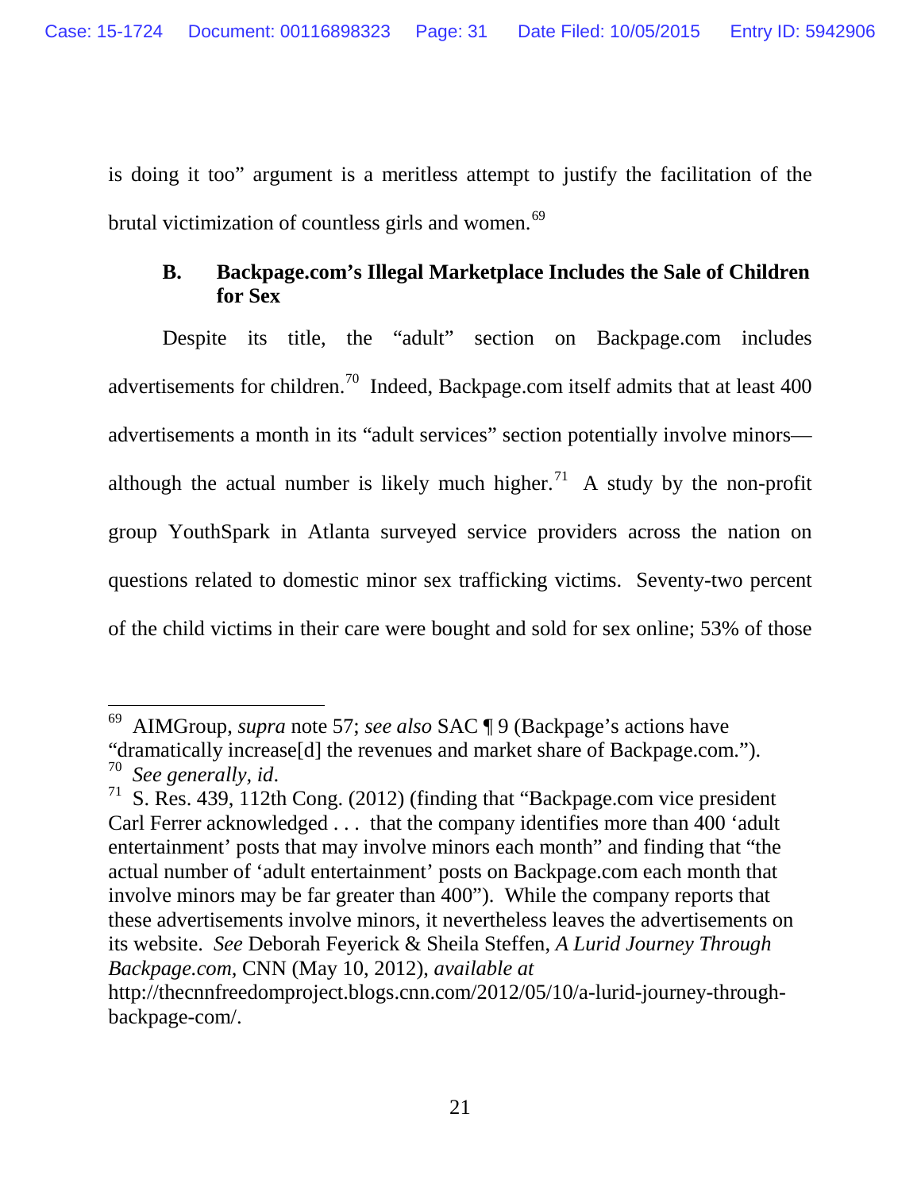is doing it too" argument is a meritless attempt to justify the facilitation of the brutal victimization of countless girls and women.[69]

### B. Backpage.com's Illegal Marketplace Includes the Sale of Children for Sex

Despite its title, the "adult" section on Backpage.com includes advertisements for children.[70] Indeed, Backpage.com itself admits that at least 400 advertisements a month in its "adult services" section potentially involve minors—although the actual number is likely much higher.[71] A study by the non-profit group YouthSpark in Atlanta surveyed service providers across the nation on questions related to domestic minor sex trafficking victims. Seventy-two percent of the child victims in their care were bought and sold for sex online; 53% of those

---

[69] AIMGroup, *supra* note 57; *see also* SAC ¶ 9 (Backpage's actions have "dramatically increase[d] the revenues and market share of Backpage.com.").

[70] *See generally, id*.

[71] S. Res. 439, 112th Cong. (2012) (finding that "Backpage.com vice president Carl Ferrer acknowledged . . . that the company identifies more than 400 'adult entertainment' posts that may involve minors each month" and finding that "the actual number of 'adult entertainment' posts on Backpage.com each month that involve minors may be far greater than 400"). While the company reports that these advertisements involve minors, it nevertheless leaves the advertisements on its website. *See* Deborah Feyerick & Sheila Steffen, *A Lurid Journey Through Backpage.com*, CNN (May 10, 2012), *available at* http://thecnnfreedomproject.blogs.cnn.com/2012/05/10/a-lurid-journey-through-backpage-com/.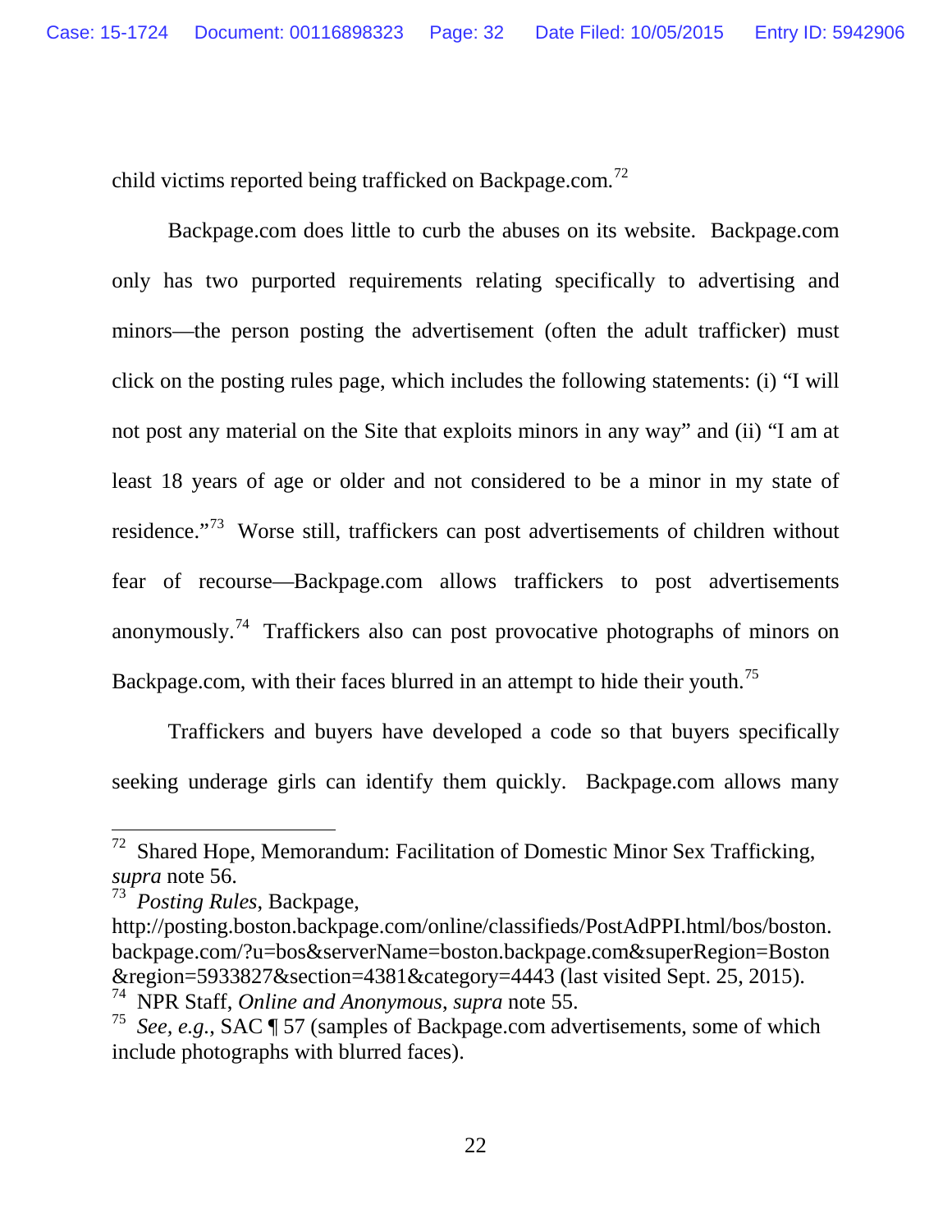child victims reported being trafficked on Backpage.com.[72]

Backpage.com does little to curb the abuses on its website. Backpage.com only has two purported requirements relating specifically to advertising and minors—the person posting the advertisement (often the adult trafficker) must click on the posting rules page, which includes the following statements: (i) "I will not post any material on the Site that exploits minors in any way" and (ii) "I am at least 18 years of age or older and not considered to be a minor in my state of residence."[73] Worse still, traffickers can post advertisements of children without fear of recourse—Backpage.com allows traffickers to post advertisements anonymously.[74] Traffickers also can post provocative photographs of minors on Backpage.com, with their faces blurred in an attempt to hide their youth.[75]

Traffickers and buyers have developed a code so that buyers specifically seeking underage girls can identify them quickly. Backpage.com allows many

---

[72] Shared Hope, Memorandum: Facilitation of Domestic Minor Sex Trafficking, *supra* note 56.

[73] *Posting Rules*, Backpage, http://posting.boston.backpage.com/online/classifieds/PostAdPPI.html/bos/boston.backpage.com/?u=bos&serverName=boston.backpage.com&superRegion=Boston&region=5933827&section=4381&category=4443 (last visited Sept. 25, 2015).

[74] NPR Staff, *Online and Anonymous*, *supra* note 55.

[75] *See, e.g.*, SAC ¶ 57 (samples of Backpage.com advertisements, some of which include photographs with blurred faces).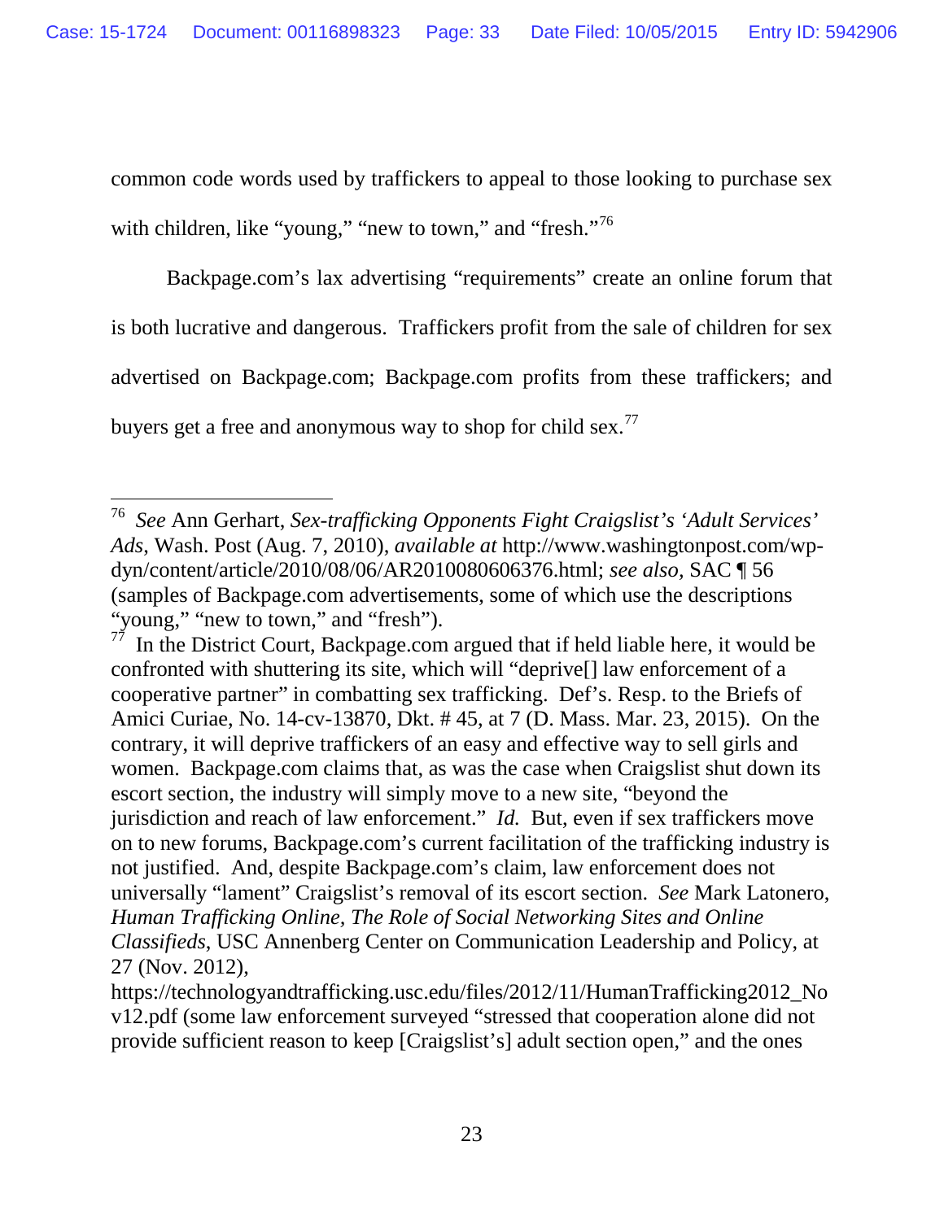common code words used by traffickers to appeal to those looking to purchase sex with children, like "young," "new to town," and "fresh."[76]

Backpage.com's lax advertising "requirements" create an online forum that is both lucrative and dangerous. Traffickers profit from the sale of children for sex advertised on Backpage.com; Backpage.com profits from these traffickers; and buyers get a free and anonymous way to shop for child sex.[77]

---

[76] *See* Ann Gerhart, *Sex-trafficking Opponents Fight Craigslist's 'Adult Services' Ads*, Wash. Post (Aug. 7, 2010), *available at* http://www.washingtonpost.com/wp-dyn/content/article/2010/08/06/AR2010080606376.html; *see also,* SAC ¶ 56 (samples of Backpage.com advertisements, some of which use the descriptions "young," "new to town," and "fresh").

[77] In the District Court, Backpage.com argued that if held liable here, it would be confronted with shuttering its site, which will "deprive[] law enforcement of a cooperative partner" in combatting sex trafficking. Def's. Resp. to the Briefs of Amici Curiae, No. 14-cv-13870, Dkt. # 45, at 7 (D. Mass. Mar. 23, 2015). On the contrary, it will deprive traffickers of an easy and effective way to sell girls and women. Backpage.com claims that, as was the case when Craigslist shut down its escort section, the industry will simply move to a new site, "beyond the jurisdiction and reach of law enforcement." *Id.* But, even if sex traffickers move on to new forums, Backpage.com's current facilitation of the trafficking industry is not justified. And, despite Backpage.com's claim, law enforcement does not universally "lament" Craigslist's removal of its escort section. *See* Mark Latonero, *Human Trafficking Online, The Role of Social Networking Sites and Online Classifieds*, USC Annenberg Center on Communication Leadership and Policy, at 27 (Nov. 2012), https://technologyandtrafficking.usc.edu/files/2012/11/HumanTrafficking2012_Nov12.pdf (some law enforcement surveyed "stressed that cooperation alone did not provide sufficient reason to keep [Craigslist's] adult section open," and the ones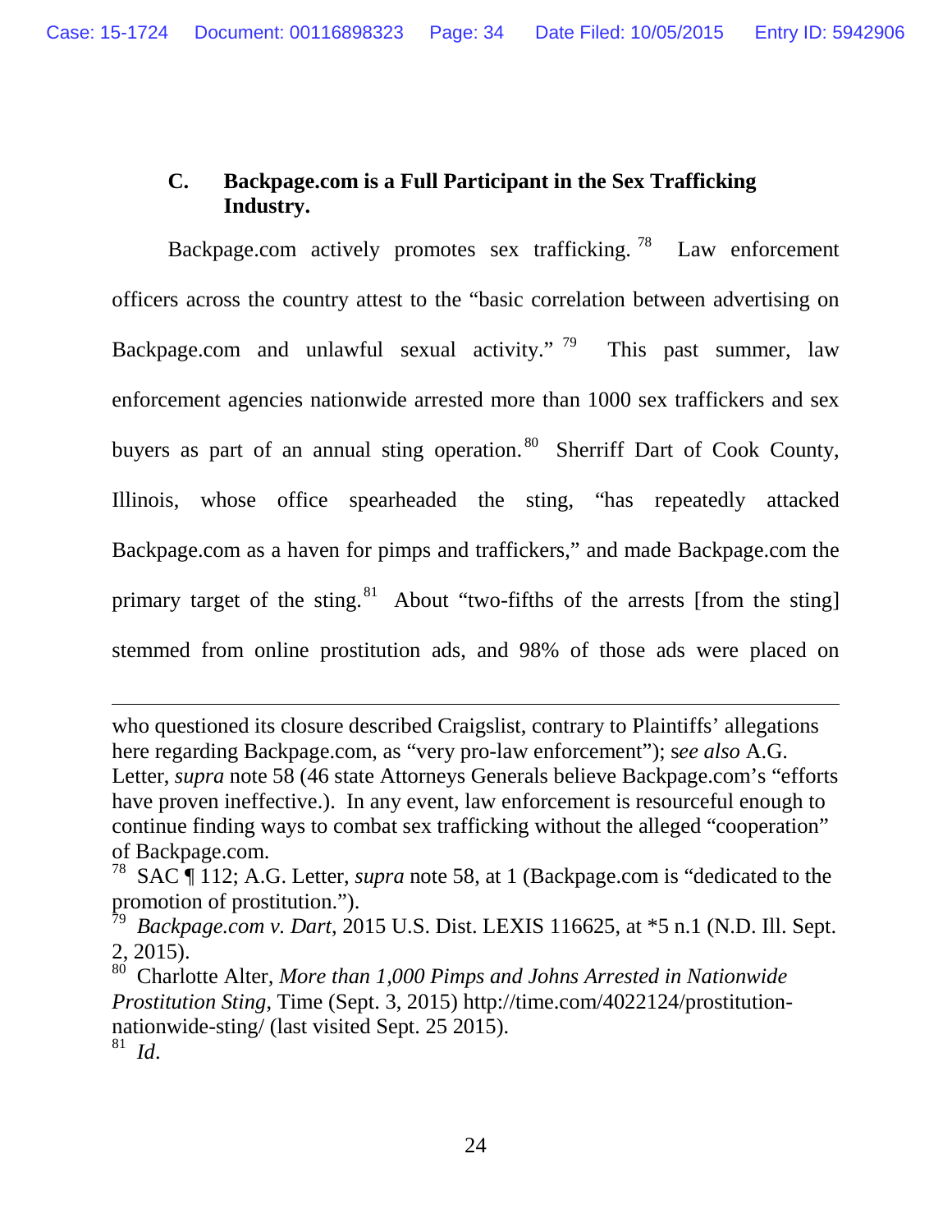### C. Backpage.com is a Full Participant in the Sex Trafficking Industry.

Backpage.com actively promotes sex trafficking.[78] Law enforcement officers across the country attest to the "basic correlation between advertising on Backpage.com and unlawful sexual activity."[79] This past summer, law enforcement agencies nationwide arrested more than 1000 sex traffickers and sex buyers as part of an annual sting operation.[80] Sherriff Dart of Cook County, Illinois, whose office spearheaded the sting, "has repeatedly attacked Backpage.com as a haven for pimps and traffickers," and made Backpage.com the primary target of the sting.[81] About "two-fifths of the arrests [from the sting] stemmed from online prostitution ads, and 98% of those ads were placed on

---

who questioned its closure described Craigslist, contrary to Plaintiffs' allegations here regarding Backpage.com, as "very pro-law enforcement"); s*ee also* A.G. Letter, *supra* note 58 (46 state Attorneys Generals believe Backpage.com's "efforts have proven ineffective.). In any event, law enforcement is resourceful enough to continue finding ways to combat sex trafficking without the alleged "cooperation" of Backpage.com.

[78] SAC ¶ 112; A.G. Letter, *supra* note 58, at 1 (Backpage.com is "dedicated to the promotion of prostitution.").

[79] *Backpage.com v. Dart*, 2015 U.S. Dist. LEXIS 116625, at *5 n.1 (N.D. Ill. Sept. 2, 2015).

[80] Charlotte Alter, *More than 1,000 Pimps and Johns Arrested in Nationwide Prostitution Sting*, Time (Sept. 3, 2015) http://time.com/4022124/prostitution-nationwide-sting/ (last visited Sept. 25 2015).

[81] *Id*.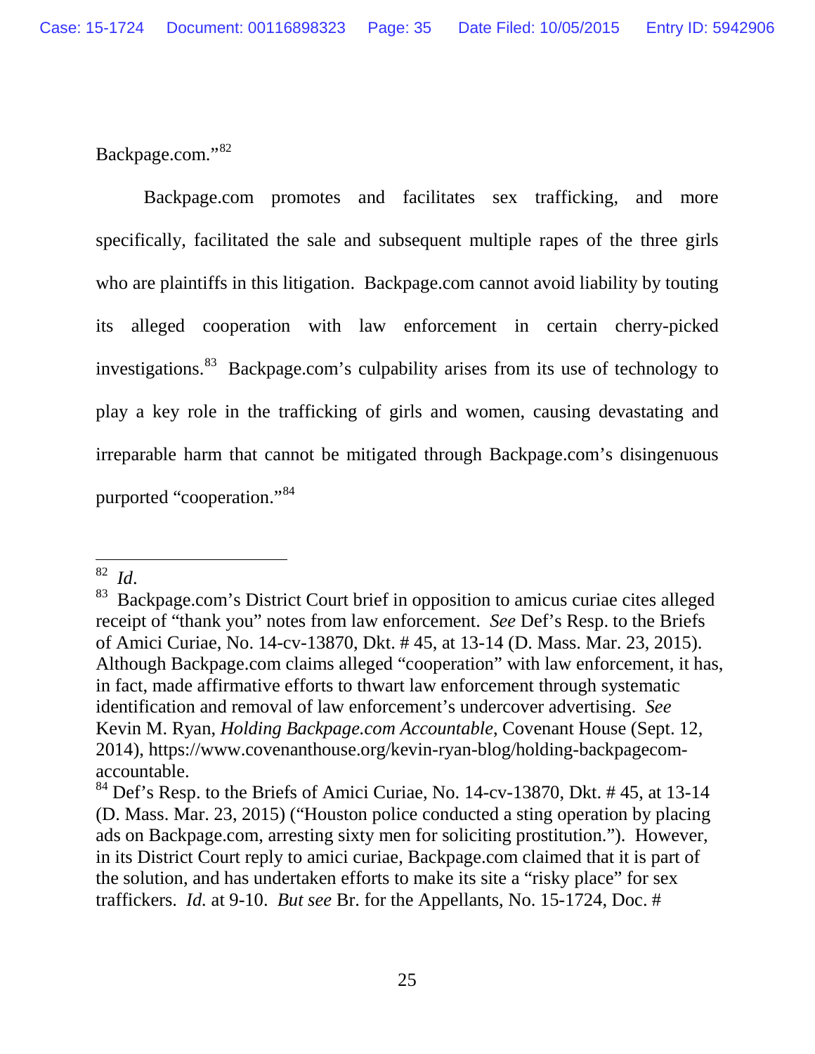Backpage.com."[82]

Backpage.com promotes and facilitates sex trafficking, and more specifically, facilitated the sale and subsequent multiple rapes of the three girls who are plaintiffs in this litigation. Backpage.com cannot avoid liability by touting its alleged cooperation with law enforcement in certain cherry-picked investigations.[83] Backpage.com's culpability arises from its use of technology to play a key role in the trafficking of girls and women, causing devastating and irreparable harm that cannot be mitigated through Backpage.com's disingenuous purported "cooperation."[84]

---

[82] *Id*.

[83] Backpage.com's District Court brief in opposition to amicus curiae cites alleged receipt of "thank you" notes from law enforcement. *See* Def's Resp. to the Briefs of Amici Curiae, No. 14-cv-13870, Dkt. # 45, at 13-14 (D. Mass. Mar. 23, 2015). Although Backpage.com claims alleged "cooperation" with law enforcement, it has, in fact, made affirmative efforts to thwart law enforcement through systematic identification and removal of law enforcement's undercover advertising. *See* Kevin M. Ryan, *Holding Backpage.com Accountable*, Covenant House (Sept. 12, 2014), https://www.covenanthouse.org/kevin-ryan-blog/holding-backpagecom-accountable.

[84] Def's Resp. to the Briefs of Amici Curiae, No. 14-cv-13870, Dkt. # 45, at 13-14 (D. Mass. Mar. 23, 2015) ("Houston police conducted a sting operation by placing ads on Backpage.com, arresting sixty men for soliciting prostitution."). However, in its District Court reply to amici curiae, Backpage.com claimed that it is part of the solution, and has undertaken efforts to make its site a "risky place" for sex traffickers. *Id.* at 9-10. *But see* Br. for the Appellants, No. 15-1724, Doc. #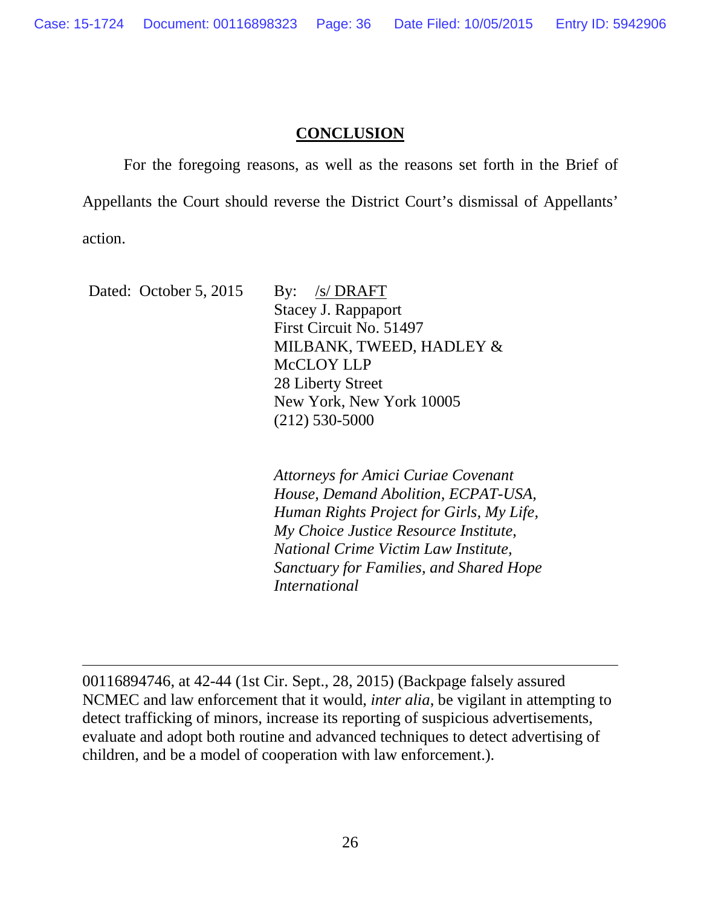## **CONCLUSION**

For the foregoing reasons, as well as the reasons set forth in the Brief of Appellants the Court should reverse the District Court's dismissal of Appellants' action.

Dated: October 5, 2015

By: /s/ DRAFT
Stacey J. Rappaport
First Circuit No. 51497
MILBANK, TWEED, HADLEY & McCLOY LLP
28 Liberty Street
New York, New York 10005
(212) 530-5000

*Attorneys for Amici Curiae Covenant House, Demand Abolition, ECPAT-USA, Human Rights Project for Girls, My Life, My Choice Justice Resource Institute, National Crime Victim Law Institute, Sanctuary for Families, and Shared Hope International*

---

00116894746, at 42-44 (1st Cir. Sept., 28, 2015) (Backpage falsely assured NCMEC and law enforcement that it would, *inter alia*, be vigilant in attempting to detect trafficking of minors, increase its reporting of suspicious advertisements, evaluate and adopt both routine and advanced techniques to detect advertising of children, and be a model of cooperation with law enforcement.).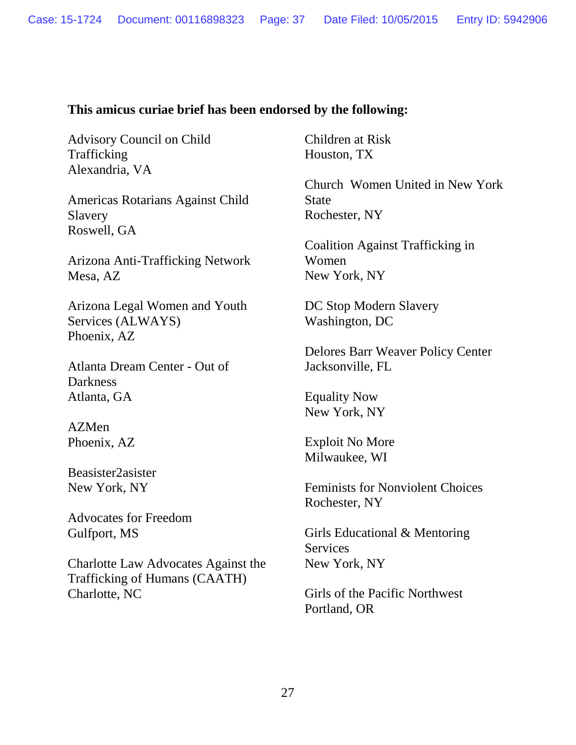**This amicus curiae brief has been endorsed by the following:**

Advisory Council on Child Trafficking
Alexandria, VA

Americas Rotarians Against Child Slavery
Roswell, GA

Arizona Anti-Trafficking Network
Mesa, AZ

Arizona Legal Women and Youth Services (ALWAYS)
Phoenix, AZ

Atlanta Dream Center - Out of Darkness
Atlanta, GA

AZMen
Phoenix, AZ

Beasister2asister
New York, NY

Advocates for Freedom
Gulfport, MS

Charlotte Law Advocates Against the Trafficking of Humans (CAATH)
Charlotte, NC

Children at Risk
Houston, TX

Church Women United in New York State
Rochester, NY

Coalition Against Trafficking in Women
New York, NY

DC Stop Modern Slavery
Washington, DC

Delores Barr Weaver Policy Center
Jacksonville, FL

Equality Now
New York, NY

Exploit No More
Milwaukee, WI

Feminists for Nonviolent Choices
Rochester, NY

Girls Educational & Mentoring Services
New York, NY

Girls of the Pacific Northwest
Portland, OR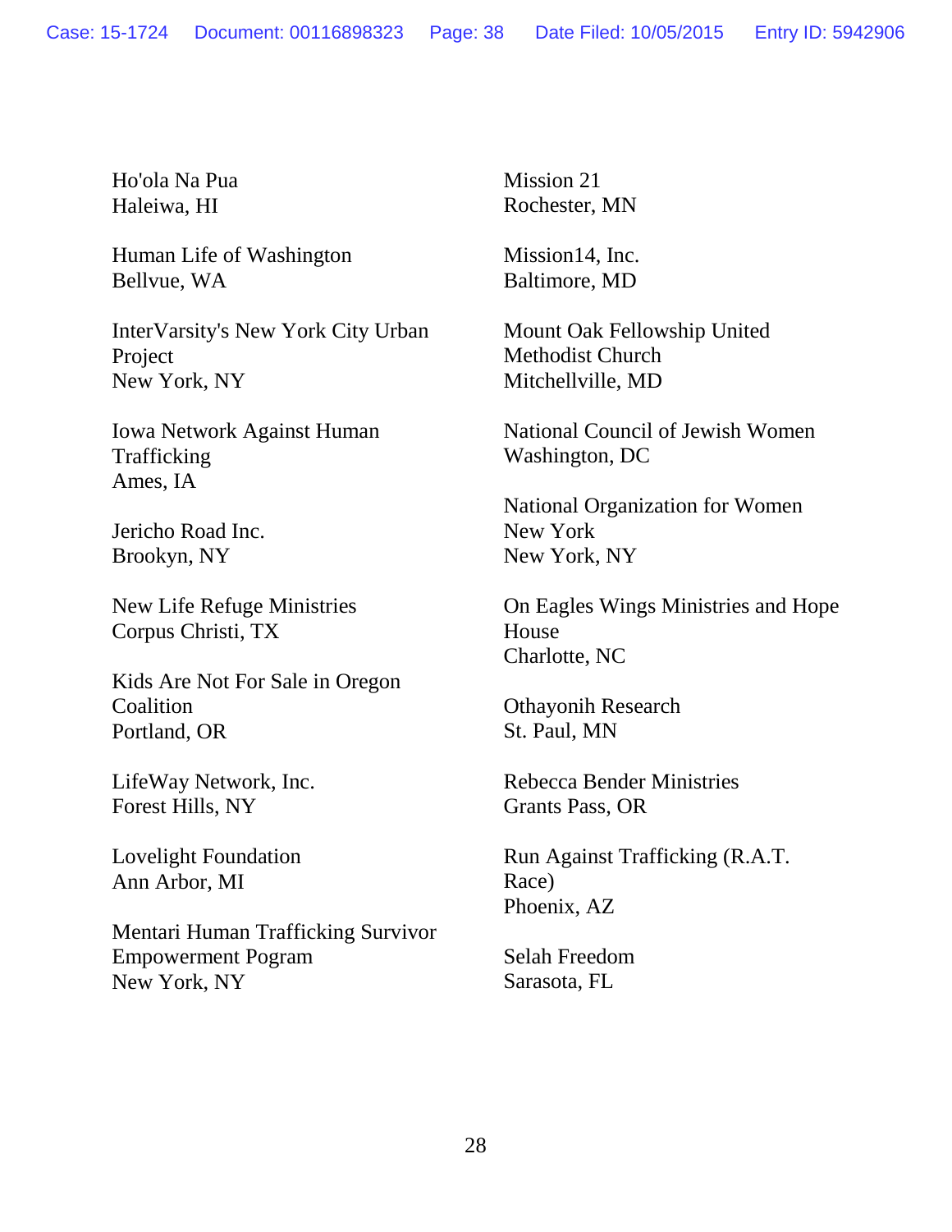Ho'ola Na Pua
Haleiwa, HI

Human Life of Washington
Bellvue, WA

InterVarsity's New York City Urban Project
New York, NY

Iowa Network Against Human Trafficking
Ames, IA

Jericho Road Inc.
Brookyn, NY

New Life Refuge Ministries
Corpus Christi, TX

Kids Are Not For Sale in Oregon Coalition
Portland, OR

LifeWay Network, Inc.
Forest Hills, NY

Lovelight Foundation
Ann Arbor, MI

Mentari Human Trafficking Survivor Empowerment Pogram
New York, NY

Mission 21
Rochester, MN

Mission14, Inc.
Baltimore, MD

Mount Oak Fellowship United Methodist Church
Mitchellville, MD

National Council of Jewish Women
Washington, DC

National Organization for Women New York
New York, NY

On Eagles Wings Ministries and Hope House
Charlotte, NC

Othayonih Research
St. Paul, MN

Rebecca Bender Ministries
Grants Pass, OR

Run Against Trafficking (R.A.T. Race)
Phoenix, AZ

Selah Freedom
Sarasota, FL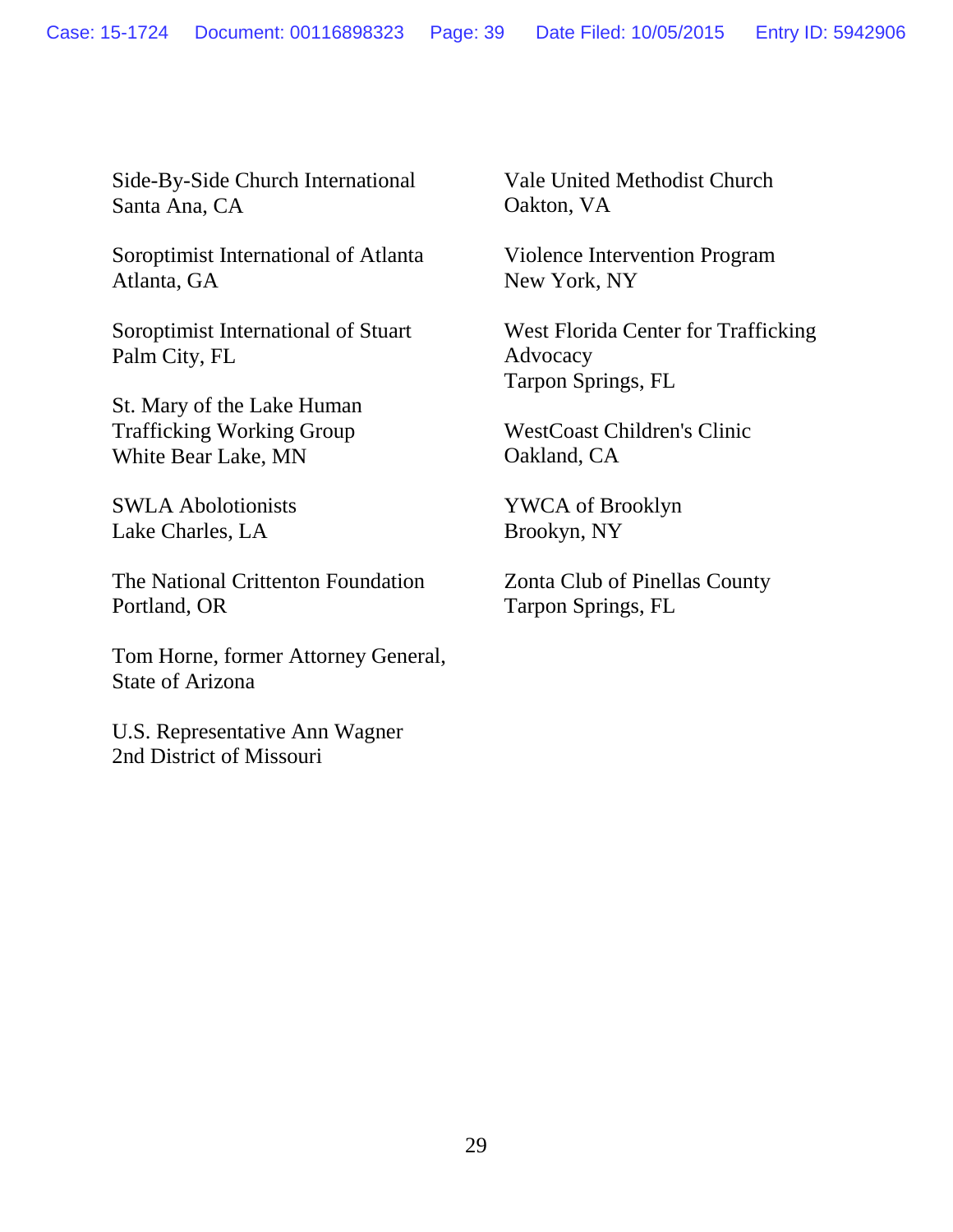Side-By-Side Church International
Santa Ana, CA

Soroptimist International of Atlanta
Atlanta, GA

Soroptimist International of Stuart
Palm City, FL

St. Mary of the Lake Human
Trafficking Working Group
White Bear Lake, MN

SWLA Abolotionists
Lake Charles, LA

The National Crittenton Foundation
Portland, OR

Tom Horne, former Attorney General,
State of Arizona

U.S. Representative Ann Wagner
2nd District of Missouri

Vale United Methodist Church
Oakton, VA

Violence Intervention Program
New York, NY

West Florida Center for Trafficking
Advocacy
Tarpon Springs, FL

WestCoast Children's Clinic
Oakland, CA

YWCA of Brooklyn
Brookyn, NY

Zonta Club of Pinellas County
Tarpon Springs, FL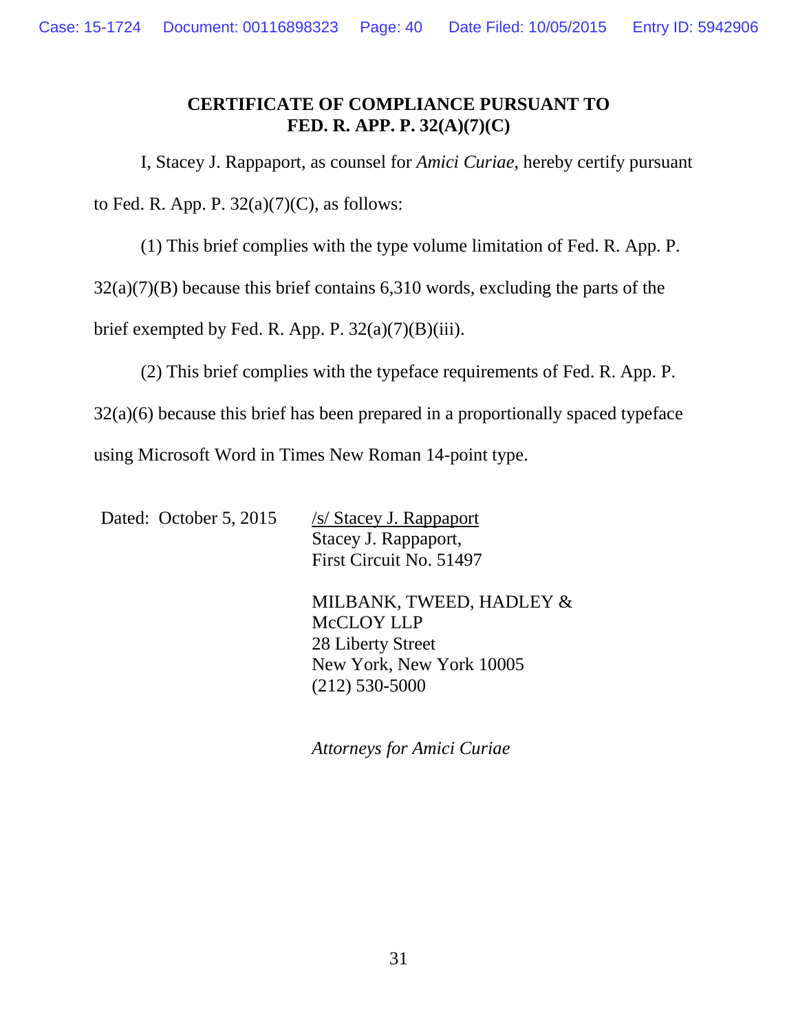**CERTIFICATE OF COMPLIANCE PURSUANT TO FED. R. APP. P. 32(A)(7)(C)**

I, Stacey J. Rappaport, as counsel for *Amici Curiae*, hereby certify pursuant to Fed. R. App. P. 32(a)(7)(C), as follows:

(1) This brief complies with the type volume limitation of Fed. R. App. P. 32(a)(7)(B) because this brief contains 6,310 words, excluding the parts of the brief exempted by Fed. R. App. P. 32(a)(7)(B)(iii).

(2) This brief complies with the typeface requirements of Fed. R. App. P. 32(a)(6) because this brief has been prepared in a proportionally spaced typeface using Microsoft Word in Times New Roman 14-point type.

Dated: October 5, 2015

/s/ Stacey J. Rappaport
Stacey J. Rappaport,
First Circuit No. 51497

MILBANK, TWEED, HADLEY & McCLOY LLP
28 Liberty Street
New York, New York 10005
(212) 530-5000

*Attorneys for Amici Curiae*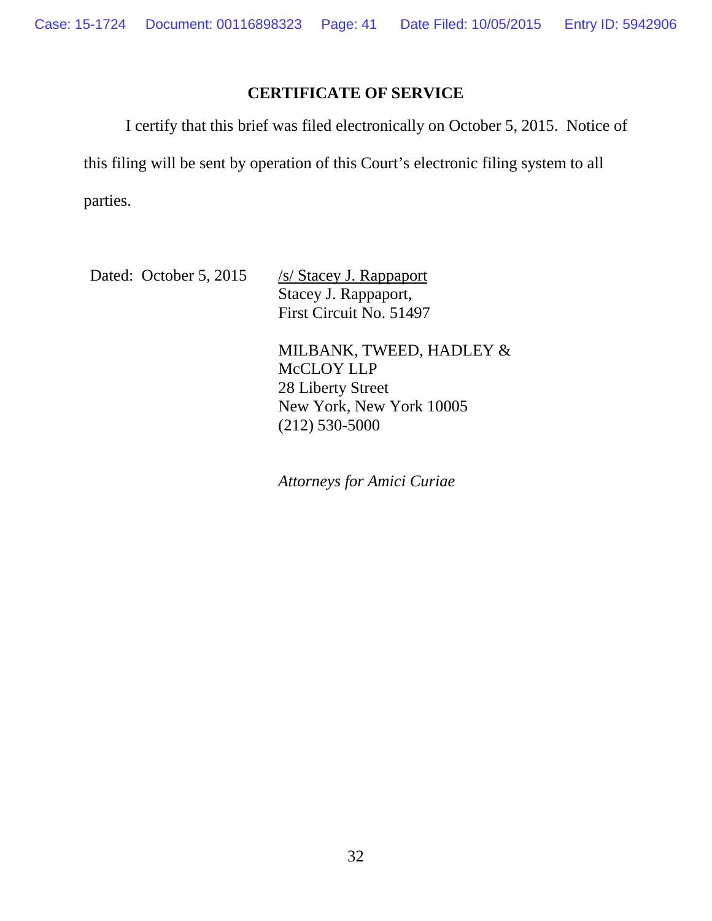## CERTIFICATE OF SERVICE

I certify that this brief was filed electronically on October 5, 2015. Notice of this filing will be sent by operation of this Court's electronic filing system to all parties.

Dated: October 5, 2015

/s/ Stacey J. Rappaport
Stacey J. Rappaport,
First Circuit No. 51497

MILBANK, TWEED, HADLEY & McCLOY LLP
28 Liberty Street
New York, New York 10005
(212) 530-5000

*Attorneys for Amici Curiae*